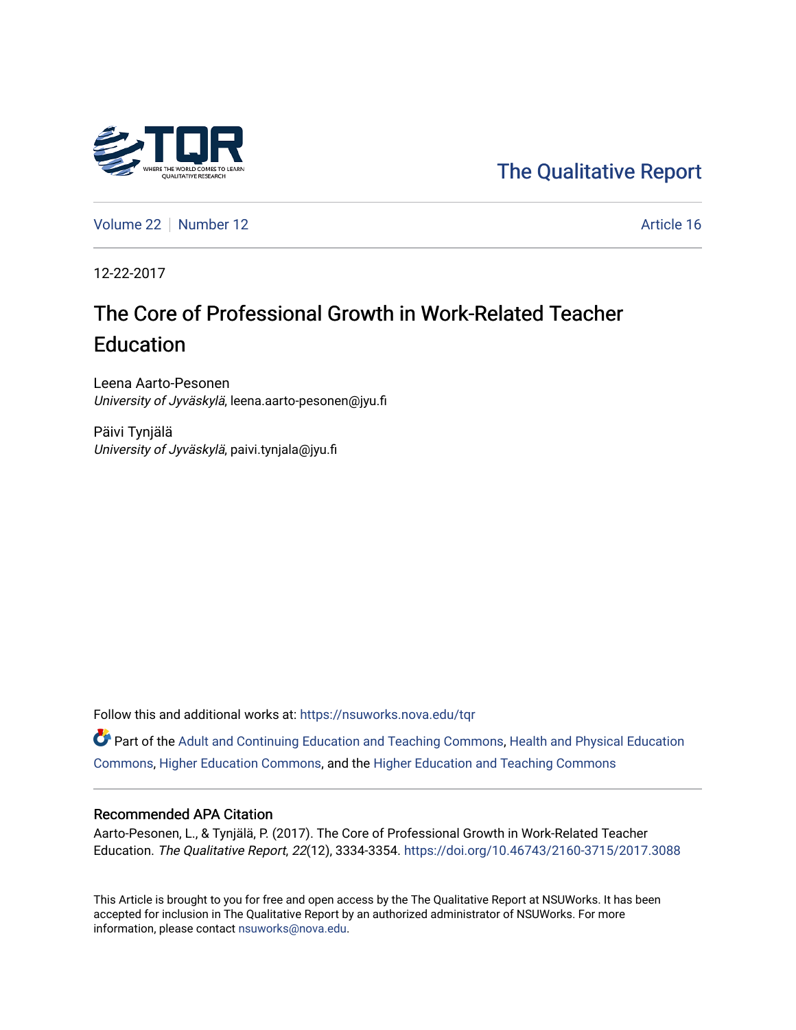The Qualitative Report

Volume 22 | Number 12 | Article 16

12-22-2017

# The Core of Professional Growth in Work-Related Teacher Education

Leena Aarto-Pesonen
*University of Jyväskylä*, leena.aarto-pesonen@jyu.fi

Päivi Tynjälä
*University of Jyväskylä*, paivi.tynjala@jyu.fi

Follow this and additional works at: https://nsuworks.nova.edu/tqr

Part of the Adult and Continuing Education and Teaching Commons, Health and Physical Education Commons, Higher Education Commons, and the Higher Education and Teaching Commons

## Recommended APA Citation

Aarto-Pesonen, L., & Tynjälä, P. (2017). The Core of Professional Growth in Work-Related Teacher Education. *The Qualitative Report*, *22*(12), 3334-3354. https://doi.org/10.46743/2160-3715/2017.3088

This Article is brought to you for free and open access by the The Qualitative Report at NSUWorks. It has been accepted for inclusion in The Qualitative Report by an authorized administrator of NSUWorks. For more information, please contact nsuworks@nova.edu.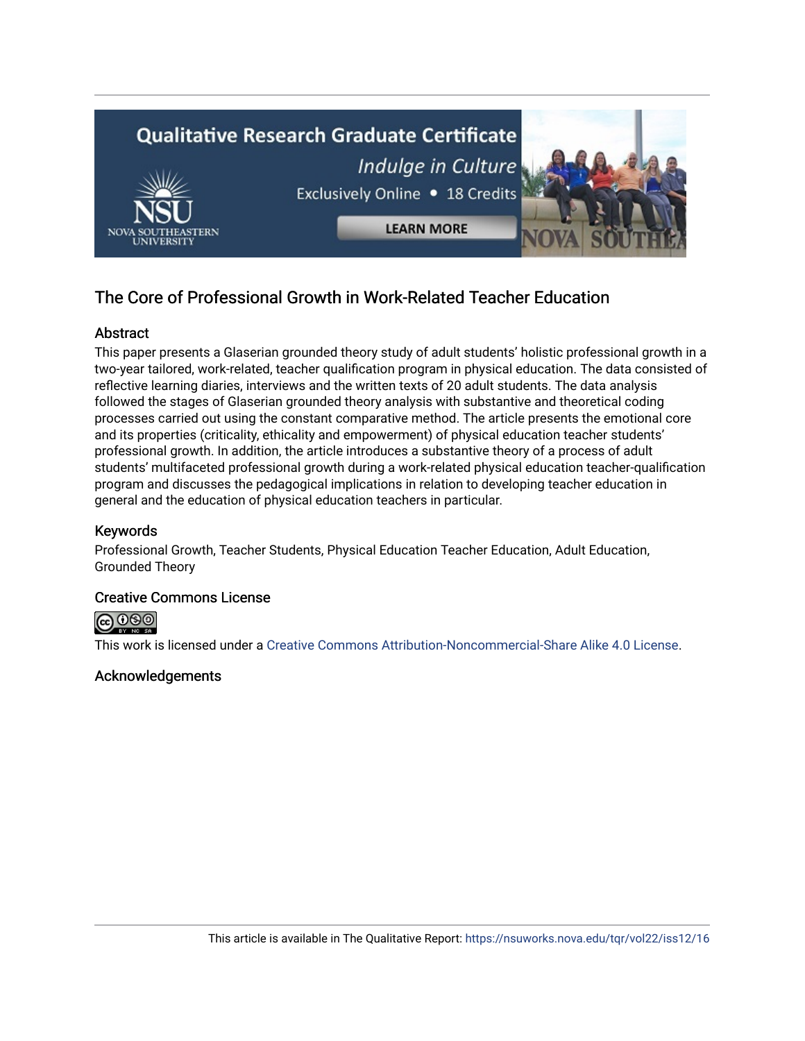## The Core of Professional Growth in Work-Related Teacher Education

### Abstract

This paper presents a Glaserian grounded theory study of adult students' holistic professional growth in a two-year tailored, work-related, teacher qualification program in physical education. The data consisted of reflective learning diaries, interviews and the written texts of 20 adult students. The data analysis followed the stages of Glaserian grounded theory analysis with substantive and theoretical coding processes carried out using the constant comparative method. The article presents the emotional core and its properties (criticality, ethicality and empowerment) of physical education teacher students' professional growth. In addition, the article introduces a substantive theory of a process of adult students' multifaceted professional growth during a work-related physical education teacher-qualification program and discusses the pedagogical implications in relation to developing teacher education in general and the education of physical education teachers in particular.

### Keywords

Professional Growth, Teacher Students, Physical Education Teacher Education, Adult Education, Grounded Theory

### Creative Commons License

This work is licensed under a Creative Commons Attribution-Noncommercial-Share Alike 4.0 License.

### Acknowledgements

This article is available in The Qualitative Report: https://nsuworks.nova.edu/tqr/vol22/iss12/16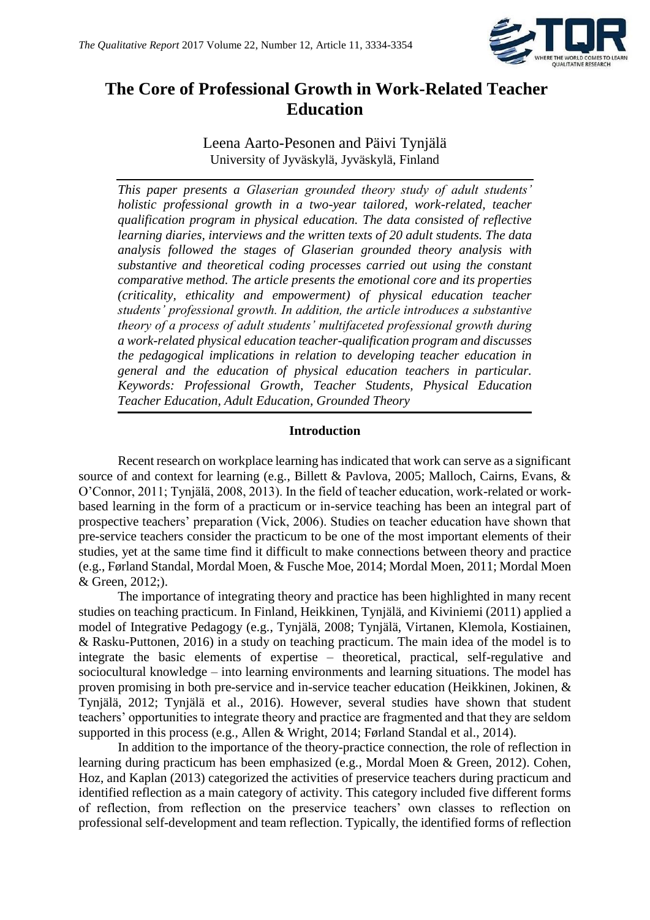# The Core of Professional Growth in Work-Related Teacher Education

Leena Aarto-Pesonen and Päivi Tynjälä
University of Jyväskylä, Jyväskylä, Finland

*This paper presents a Glaserian grounded theory study of adult students' holistic professional growth in a two-year tailored, work-related, teacher qualification program in physical education. The data consisted of reflective learning diaries, interviews and the written texts of 20 adult students. The data analysis followed the stages of Glaserian grounded theory analysis with substantive and theoretical coding processes carried out using the constant comparative method. The article presents the emotional core and its properties (criticality, ethicality and empowerment) of physical education teacher students' professional growth. In addition, the article introduces a substantive theory of a process of adult students' multifaceted professional growth during a work-related physical education teacher-qualification program and discusses the pedagogical implications in relation to developing teacher education in general and the education of physical education teachers in particular. Keywords: Professional Growth, Teacher Students, Physical Education Teacher Education, Adult Education, Grounded Theory*

## Introduction

Recent research on workplace learning has indicated that work can serve as a significant source of and context for learning (e.g., Billett & Pavlova, 2005; Malloch, Cairns, Evans, & O'Connor, 2011; Tynjälä, 2008, 2013). In the field of teacher education, work-related or work-based learning in the form of a practicum or in-service teaching has been an integral part of prospective teachers' preparation (Vick, 2006). Studies on teacher education have shown that pre-service teachers consider the practicum to be one of the most important elements of their studies, yet at the same time find it difficult to make connections between theory and practice (e.g., Førland Standal, Mordal Moen, & Fusche Moe, 2014; Mordal Moen, 2011; Mordal Moen & Green, 2012;).

The importance of integrating theory and practice has been highlighted in many recent studies on teaching practicum. In Finland, Heikkinen, Tynjälä, and Kiviniemi (2011) applied a model of Integrative Pedagogy (e.g., Tynjälä, 2008; Tynjälä, Virtanen, Klemola, Kostiainen, & Rasku-Puttonen, 2016) in a study on teaching practicum. The main idea of the model is to integrate the basic elements of expertise – theoretical, practical, self-regulative and sociocultural knowledge – into learning environments and learning situations. The model has proven promising in both pre-service and in-service teacher education (Heikkinen, Jokinen, & Tynjälä, 2012; Tynjälä et al., 2016). However, several studies have shown that student teachers' opportunities to integrate theory and practice are fragmented and that they are seldom supported in this process (e.g., Allen & Wright, 2014; Førland Standal et al., 2014).

In addition to the importance of the theory-practice connection, the role of reflection in learning during practicum has been emphasized (e.g., Mordal Moen & Green, 2012). Cohen, Hoz, and Kaplan (2013) categorized the activities of preservice teachers during practicum and identified reflection as a main category of activity. This category included five different forms of reflection, from reflection on the preservice teachers' own classes to reflection on professional self-development and team reflection. Typically, the identified forms of reflection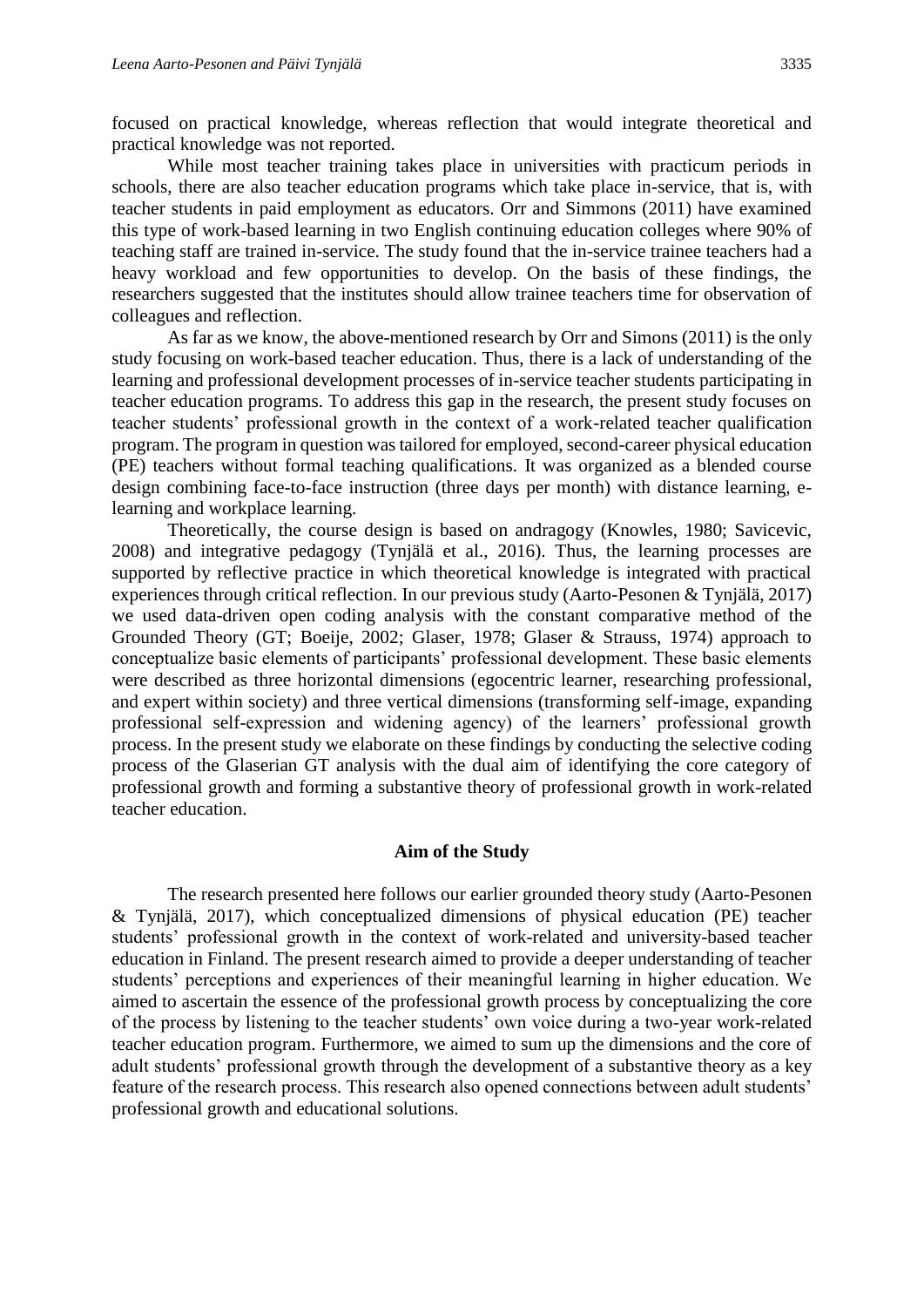focused on practical knowledge, whereas reflection that would integrate theoretical and practical knowledge was not reported.

While most teacher training takes place in universities with practicum periods in schools, there are also teacher education programs which take place in-service, that is, with teacher students in paid employment as educators. Orr and Simmons (2011) have examined this type of work-based learning in two English continuing education colleges where 90% of teaching staff are trained in-service. The study found that the in-service trainee teachers had a heavy workload and few opportunities to develop. On the basis of these findings, the researchers suggested that the institutes should allow trainee teachers time for observation of colleagues and reflection.

As far as we know, the above-mentioned research by Orr and Simons (2011) is the only study focusing on work-based teacher education. Thus, there is a lack of understanding of the learning and professional development processes of in-service teacher students participating in teacher education programs. To address this gap in the research, the present study focuses on teacher students' professional growth in the context of a work-related teacher qualification program. The program in question was tailored for employed, second-career physical education (PE) teachers without formal teaching qualifications. It was organized as a blended course design combining face-to-face instruction (three days per month) with distance learning, e-learning and workplace learning.

Theoretically, the course design is based on andragogy (Knowles, 1980; Savicevic, 2008) and integrative pedagogy (Tynjälä et al., 2016). Thus, the learning processes are supported by reflective practice in which theoretical knowledge is integrated with practical experiences through critical reflection. In our previous study (Aarto-Pesonen & Tynjälä, 2017) we used data-driven open coding analysis with the constant comparative method of the Grounded Theory (GT; Boeije, 2002; Glaser, 1978; Glaser & Strauss, 1974) approach to conceptualize basic elements of participants' professional development. These basic elements were described as three horizontal dimensions (egocentric learner, researching professional, and expert within society) and three vertical dimensions (transforming self-image, expanding professional self-expression and widening agency) of the learners' professional growth process. In the present study we elaborate on these findings by conducting the selective coding process of the Glaserian GT analysis with the dual aim of identifying the core category of professional growth and forming a substantive theory of professional growth in work-related teacher education.

## Aim of the Study

The research presented here follows our earlier grounded theory study (Aarto-Pesonen & Tynjälä, 2017), which conceptualized dimensions of physical education (PE) teacher students' professional growth in the context of work-related and university-based teacher education in Finland. The present research aimed to provide a deeper understanding of teacher students' perceptions and experiences of their meaningful learning in higher education. We aimed to ascertain the essence of the professional growth process by conceptualizing the core of the process by listening to the teacher students' own voice during a two-year work-related teacher education program. Furthermore, we aimed to sum up the dimensions and the core of adult students' professional growth through the development of a substantive theory as a key feature of the research process. This research also opened connections between adult students' professional growth and educational solutions.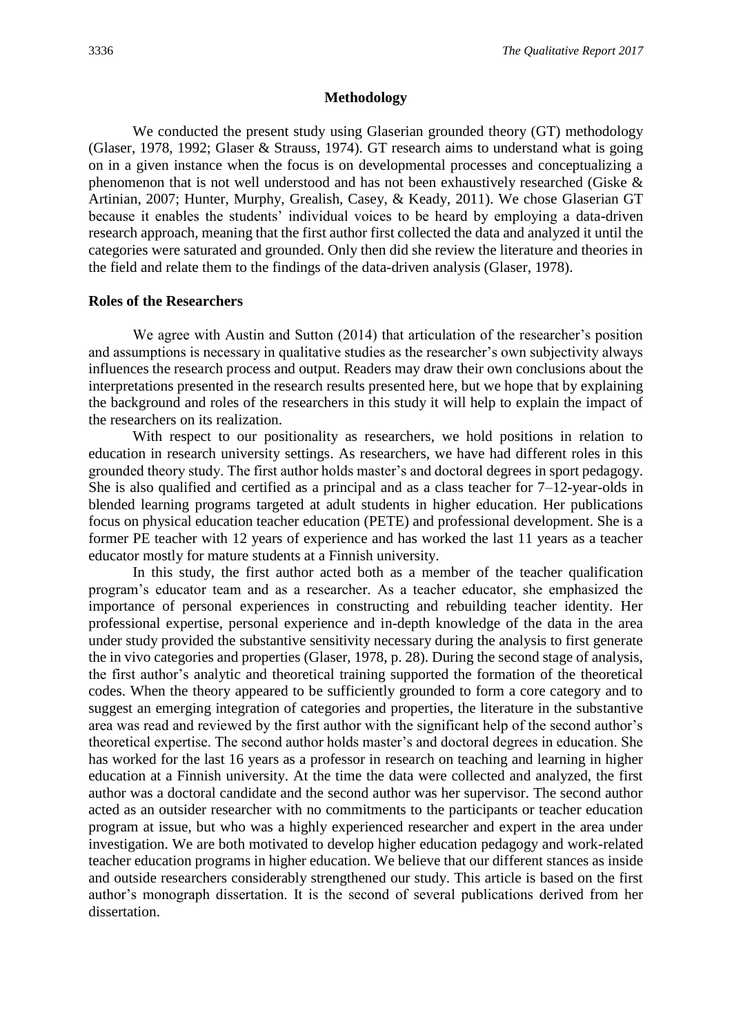## Methodology

We conducted the present study using Glaserian grounded theory (GT) methodology (Glaser, 1978, 1992; Glaser & Strauss, 1974). GT research aims to understand what is going on in a given instance when the focus is on developmental processes and conceptualizing a phenomenon that is not well understood and has not been exhaustively researched (Giske & Artinian, 2007; Hunter, Murphy, Grealish, Casey, & Keady, 2011). We chose Glaserian GT because it enables the students' individual voices to be heard by employing a data-driven research approach, meaning that the first author first collected the data and analyzed it until the categories were saturated and grounded. Only then did she review the literature and theories in the field and relate them to the findings of the data-driven analysis (Glaser, 1978).

### Roles of the Researchers

We agree with Austin and Sutton (2014) that articulation of the researcher's position and assumptions is necessary in qualitative studies as the researcher's own subjectivity always influences the research process and output. Readers may draw their own conclusions about the interpretations presented in the research results presented here, but we hope that by explaining the background and roles of the researchers in this study it will help to explain the impact of the researchers on its realization.

With respect to our positionality as researchers, we hold positions in relation to education in research university settings. As researchers, we have had different roles in this grounded theory study. The first author holds master's and doctoral degrees in sport pedagogy. She is also qualified and certified as a principal and as a class teacher for 7–12-year-olds in blended learning programs targeted at adult students in higher education. Her publications focus on physical education teacher education (PETE) and professional development. She is a former PE teacher with 12 years of experience and has worked the last 11 years as a teacher educator mostly for mature students at a Finnish university.

In this study, the first author acted both as a member of the teacher qualification program's educator team and as a researcher. As a teacher educator, she emphasized the importance of personal experiences in constructing and rebuilding teacher identity. Her professional expertise, personal experience and in-depth knowledge of the data in the area under study provided the substantive sensitivity necessary during the analysis to first generate the in vivo categories and properties (Glaser, 1978, p. 28). During the second stage of analysis, the first author's analytic and theoretical training supported the formation of the theoretical codes. When the theory appeared to be sufficiently grounded to form a core category and to suggest an emerging integration of categories and properties, the literature in the substantive area was read and reviewed by the first author with the significant help of the second author's theoretical expertise. The second author holds master's and doctoral degrees in education. She has worked for the last 16 years as a professor in research on teaching and learning in higher education at a Finnish university. At the time the data were collected and analyzed, the first author was a doctoral candidate and the second author was her supervisor. The second author acted as an outsider researcher with no commitments to the participants or teacher education program at issue, but who was a highly experienced researcher and expert in the area under investigation. We are both motivated to develop higher education pedagogy and work-related teacher education programs in higher education. We believe that our different stances as inside and outside researchers considerably strengthened our study. This article is based on the first author's monograph dissertation. It is the second of several publications derived from her dissertation.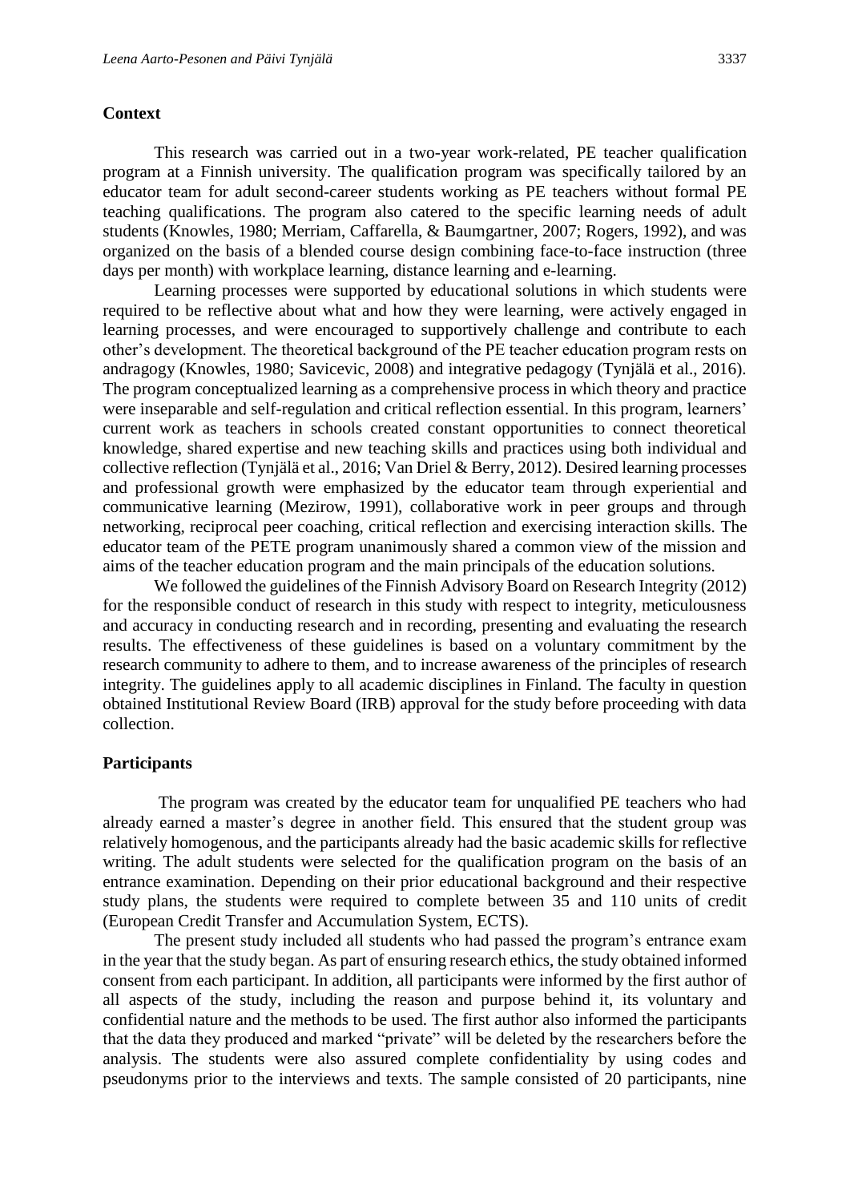## Context

This research was carried out in a two-year work-related, PE teacher qualification program at a Finnish university. The qualification program was specifically tailored by an educator team for adult second-career students working as PE teachers without formal PE teaching qualifications. The program also catered to the specific learning needs of adult students (Knowles, 1980; Merriam, Caffarella, & Baumgartner, 2007; Rogers, 1992), and was organized on the basis of a blended course design combining face-to-face instruction (three days per month) with workplace learning, distance learning and e-learning.

Learning processes were supported by educational solutions in which students were required to be reflective about what and how they were learning, were actively engaged in learning processes, and were encouraged to supportively challenge and contribute to each other's development. The theoretical background of the PE teacher education program rests on andragogy (Knowles, 1980; Savicevic, 2008) and integrative pedagogy (Tynjälä et al., 2016). The program conceptualized learning as a comprehensive process in which theory and practice were inseparable and self-regulation and critical reflection essential. In this program, learners' current work as teachers in schools created constant opportunities to connect theoretical knowledge, shared expertise and new teaching skills and practices using both individual and collective reflection (Tynjälä et al., 2016; Van Driel & Berry, 2012). Desired learning processes and professional growth were emphasized by the educator team through experiential and communicative learning (Mezirow, 1991), collaborative work in peer groups and through networking, reciprocal peer coaching, critical reflection and exercising interaction skills. The educator team of the PETE program unanimously shared a common view of the mission and aims of the teacher education program and the main principals of the education solutions.

We followed the guidelines of the Finnish Advisory Board on Research Integrity (2012) for the responsible conduct of research in this study with respect to integrity, meticulousness and accuracy in conducting research and in recording, presenting and evaluating the research results. The effectiveness of these guidelines is based on a voluntary commitment by the research community to adhere to them, and to increase awareness of the principles of research integrity. The guidelines apply to all academic disciplines in Finland. The faculty in question obtained Institutional Review Board (IRB) approval for the study before proceeding with data collection.

## Participants

The program was created by the educator team for unqualified PE teachers who had already earned a master's degree in another field. This ensured that the student group was relatively homogenous, and the participants already had the basic academic skills for reflective writing. The adult students were selected for the qualification program on the basis of an entrance examination. Depending on their prior educational background and their respective study plans, the students were required to complete between 35 and 110 units of credit (European Credit Transfer and Accumulation System, ECTS).

The present study included all students who had passed the program's entrance exam in the year that the study began. As part of ensuring research ethics, the study obtained informed consent from each participant. In addition, all participants were informed by the first author of all aspects of the study, including the reason and purpose behind it, its voluntary and confidential nature and the methods to be used. The first author also informed the participants that the data they produced and marked "private" will be deleted by the researchers before the analysis. The students were also assured complete confidentiality by using codes and pseudonyms prior to the interviews and texts. The sample consisted of 20 participants, nine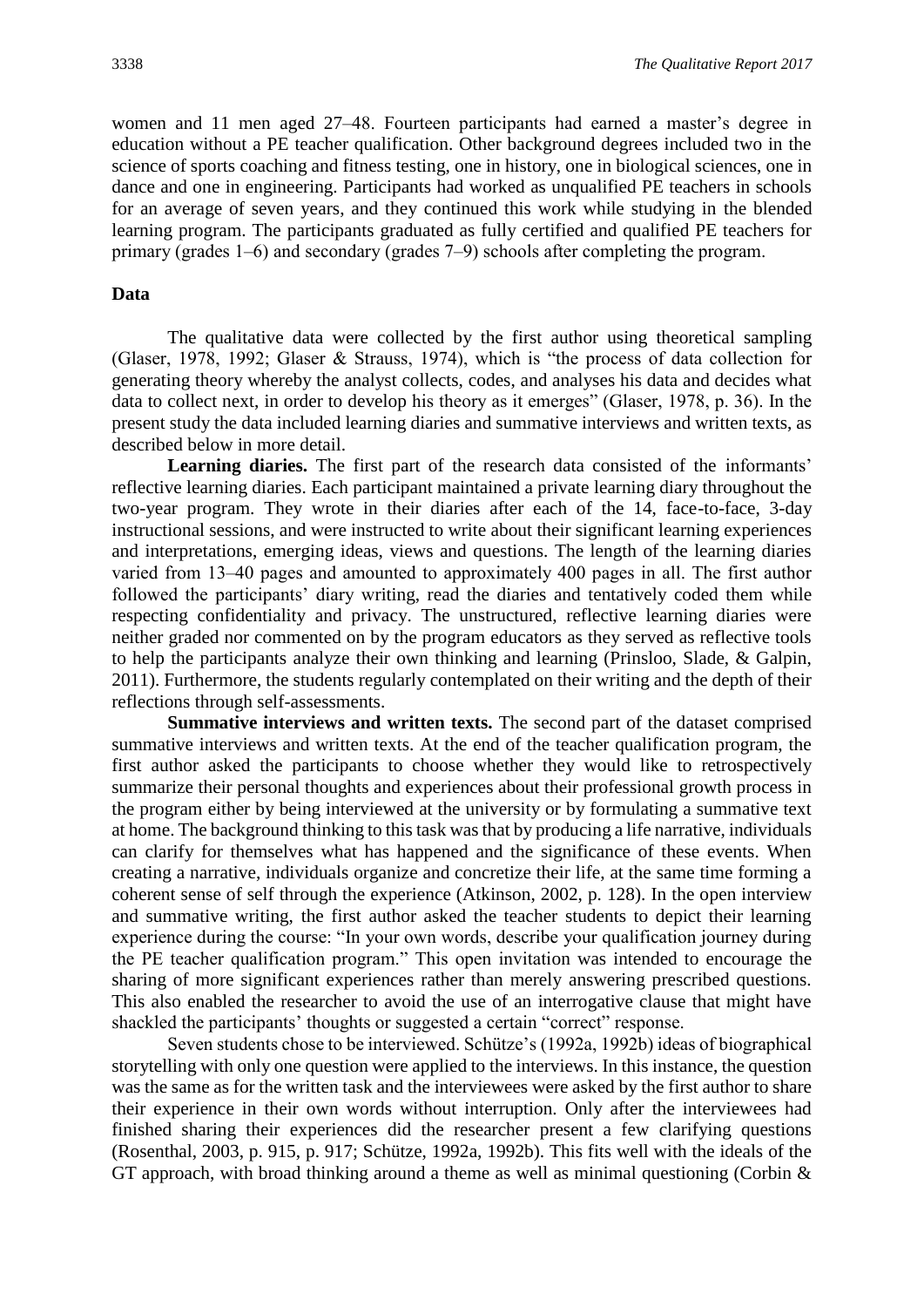women and 11 men aged 27–48. Fourteen participants had earned a master's degree in education without a PE teacher qualification. Other background degrees included two in the science of sports coaching and fitness testing, one in history, one in biological sciences, one in dance and one in engineering. Participants had worked as unqualified PE teachers in schools for an average of seven years, and they continued this work while studying in the blended learning program. The participants graduated as fully certified and qualified PE teachers for primary (grades 1–6) and secondary (grades 7–9) schools after completing the program.

### Data

The qualitative data were collected by the first author using theoretical sampling (Glaser, 1978, 1992; Glaser & Strauss, 1974), which is "the process of data collection for generating theory whereby the analyst collects, codes, and analyses his data and decides what data to collect next, in order to develop his theory as it emerges" (Glaser, 1978, p. 36). In the present study the data included learning diaries and summative interviews and written texts, as described below in more detail.

**Learning diaries.** The first part of the research data consisted of the informants' reflective learning diaries. Each participant maintained a private learning diary throughout the two-year program. They wrote in their diaries after each of the 14, face-to-face, 3-day instructional sessions, and were instructed to write about their significant learning experiences and interpretations, emerging ideas, views and questions. The length of the learning diaries varied from 13–40 pages and amounted to approximately 400 pages in all. The first author followed the participants' diary writing, read the diaries and tentatively coded them while respecting confidentiality and privacy. The unstructured, reflective learning diaries were neither graded nor commented on by the program educators as they served as reflective tools to help the participants analyze their own thinking and learning (Prinsloo, Slade, & Galpin, 2011). Furthermore, the students regularly contemplated on their writing and the depth of their reflections through self-assessments.

**Summative interviews and written texts.** The second part of the dataset comprised summative interviews and written texts. At the end of the teacher qualification program, the first author asked the participants to choose whether they would like to retrospectively summarize their personal thoughts and experiences about their professional growth process in the program either by being interviewed at the university or by formulating a summative text at home. The background thinking to this task was that by producing a life narrative, individuals can clarify for themselves what has happened and the significance of these events. When creating a narrative, individuals organize and concretize their life, at the same time forming a coherent sense of self through the experience (Atkinson, 2002, p. 128). In the open interview and summative writing, the first author asked the teacher students to depict their learning experience during the course: "In your own words, describe your qualification journey during the PE teacher qualification program." This open invitation was intended to encourage the sharing of more significant experiences rather than merely answering prescribed questions. This also enabled the researcher to avoid the use of an interrogative clause that might have shackled the participants' thoughts or suggested a certain "correct" response.

Seven students chose to be interviewed. Schütze's (1992a, 1992b) ideas of biographical storytelling with only one question were applied to the interviews. In this instance, the question was the same as for the written task and the interviewees were asked by the first author to share their experience in their own words without interruption. Only after the interviewees had finished sharing their experiences did the researcher present a few clarifying questions (Rosenthal, 2003, p. 915, p. 917; Schütze, 1992a, 1992b). This fits well with the ideals of the GT approach, with broad thinking around a theme as well as minimal questioning (Corbin &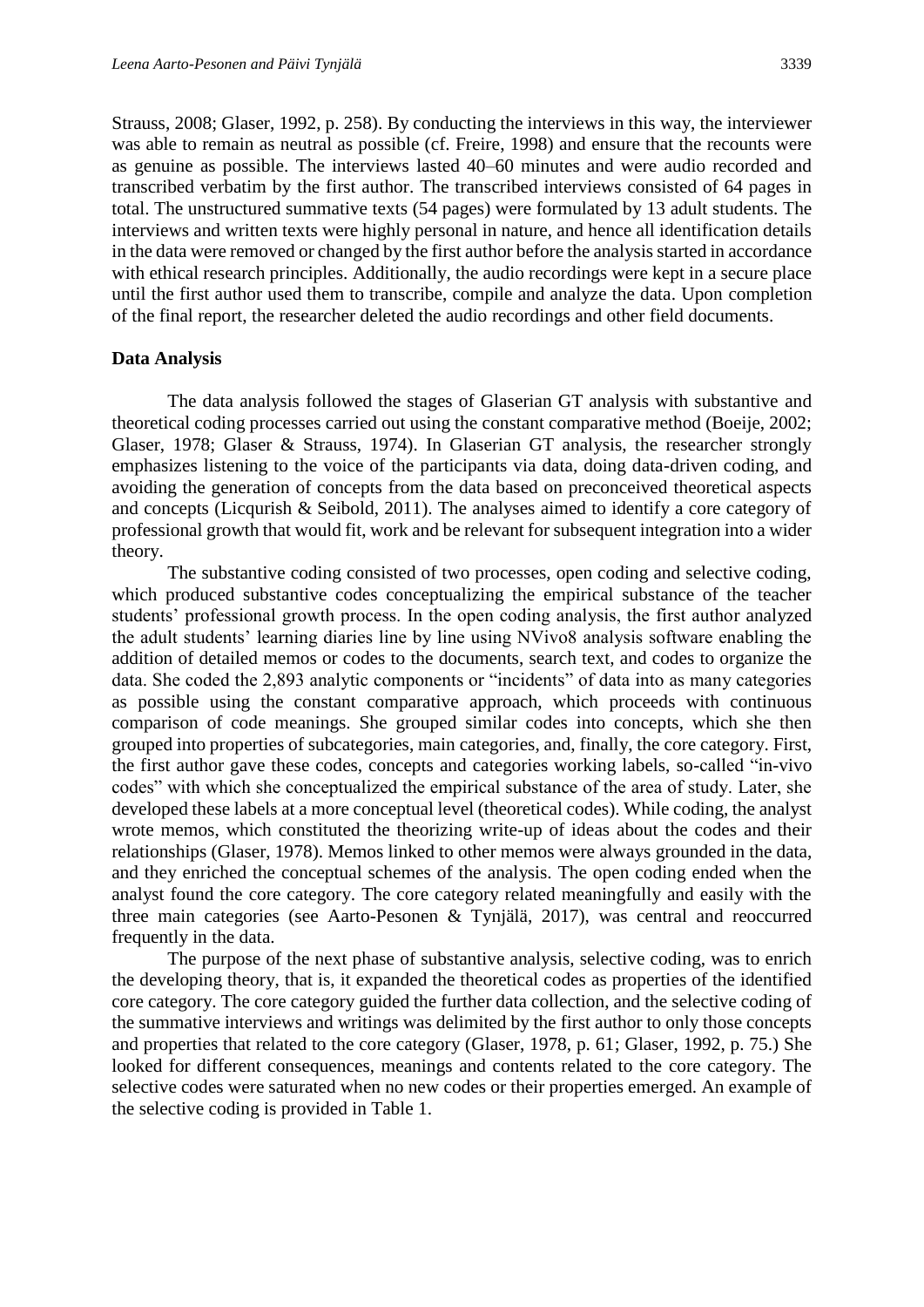Strauss, 2008; Glaser, 1992, p. 258). By conducting the interviews in this way, the interviewer was able to remain as neutral as possible (cf. Freire, 1998) and ensure that the recounts were as genuine as possible. The interviews lasted 40–60 minutes and were audio recorded and transcribed verbatim by the first author. The transcribed interviews consisted of 64 pages in total. The unstructured summative texts (54 pages) were formulated by 13 adult students. The interviews and written texts were highly personal in nature, and hence all identification details in the data were removed or changed by the first author before the analysis started in accordance with ethical research principles. Additionally, the audio recordings were kept in a secure place until the first author used them to transcribe, compile and analyze the data. Upon completion of the final report, the researcher deleted the audio recordings and other field documents.

**Data Analysis**

The data analysis followed the stages of Glaserian GT analysis with substantive and theoretical coding processes carried out using the constant comparative method (Boeije, 2002; Glaser, 1978; Glaser & Strauss, 1974). In Glaserian GT analysis, the researcher strongly emphasizes listening to the voice of the participants via data, doing data-driven coding, and avoiding the generation of concepts from the data based on preconceived theoretical aspects and concepts (Licqurish & Seibold, 2011). The analyses aimed to identify a core category of professional growth that would fit, work and be relevant for subsequent integration into a wider theory.

The substantive coding consisted of two processes, open coding and selective coding, which produced substantive codes conceptualizing the empirical substance of the teacher students' professional growth process. In the open coding analysis, the first author analyzed the adult students' learning diaries line by line using NVivo8 analysis software enabling the addition of detailed memos or codes to the documents, search text, and codes to organize the data. She coded the 2,893 analytic components or "incidents" of data into as many categories as possible using the constant comparative approach, which proceeds with continuous comparison of code meanings. She grouped similar codes into concepts, which she then grouped into properties of subcategories, main categories, and, finally, the core category. First, the first author gave these codes, concepts and categories working labels, so-called "in-vivo codes" with which she conceptualized the empirical substance of the area of study. Later, she developed these labels at a more conceptual level (theoretical codes). While coding, the analyst wrote memos, which constituted the theorizing write-up of ideas about the codes and their relationships (Glaser, 1978). Memos linked to other memos were always grounded in the data, and they enriched the conceptual schemes of the analysis. The open coding ended when the analyst found the core category. The core category related meaningfully and easily with the three main categories (see Aarto-Pesonen & Tynjälä, 2017), was central and reoccurred frequently in the data.

The purpose of the next phase of substantive analysis, selective coding, was to enrich the developing theory, that is, it expanded the theoretical codes as properties of the identified core category. The core category guided the further data collection, and the selective coding of the summative interviews and writings was delimited by the first author to only those concepts and properties that related to the core category (Glaser, 1978, p. 61; Glaser, 1992, p. 75.) She looked for different consequences, meanings and contents related to the core category. The selective codes were saturated when no new codes or their properties emerged. An example of the selective coding is provided in Table 1.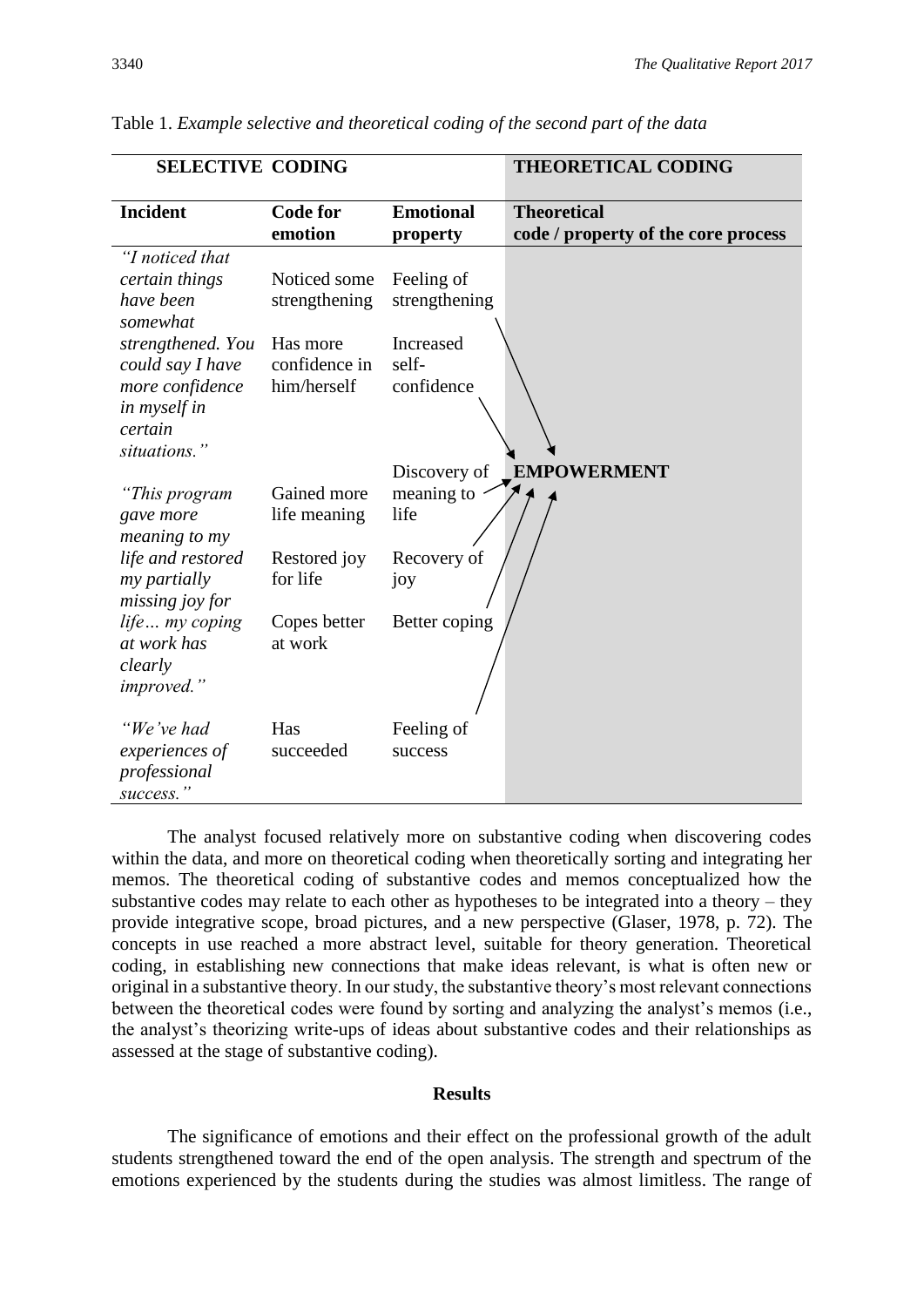Table 1. *Example selective and theoretical coding of the second part of the data*

| SELECTIVE CODING | | | THEORETICAL CODING |
|---|---|---|---|
| **Incident** | **Code for emotion** | **Emotional property** | **Theoretical code / property of the core process** |
| *"I noticed that certain things have been somewhat strengthened. You could say I have more confidence in myself in certain situations."* | Noticed some strengthening | Feeling of strengthening | EMPOWERMENT |
| | Has more confidence in him/herself | Increased self-confidence | EMPOWERMENT |
| *"This program gave more meaning to my life and restored my partially missing joy for life… my coping at work has clearly improved."* | Gained more life meaning | Discovery of meaning to life | EMPOWERMENT |
| | Restored joy for life | Recovery of joy | EMPOWERMENT |
| | Copes better at work | Better coping | EMPOWERMENT |
| *"We've had experiences of professional success."* | Has succeeded | Feeling of success | EMPOWERMENT |

The analyst focused relatively more on substantive coding when discovering codes within the data, and more on theoretical coding when theoretically sorting and integrating her memos. The theoretical coding of substantive codes and memos conceptualized how the substantive codes may relate to each other as hypotheses to be integrated into a theory – they provide integrative scope, broad pictures, and a new perspective (Glaser, 1978, p. 72). The concepts in use reached a more abstract level, suitable for theory generation. Theoretical coding, in establishing new connections that make ideas relevant, is what is often new or original in a substantive theory. In our study, the substantive theory's most relevant connections between the theoretical codes were found by sorting and analyzing the analyst's memos (i.e., the analyst's theorizing write-ups of ideas about substantive codes and their relationships as assessed at the stage of substantive coding).

## Results

The significance of emotions and their effect on the professional growth of the adult students strengthened toward the end of the open analysis. The strength and spectrum of the emotions experienced by the students during the studies was almost limitless. The range of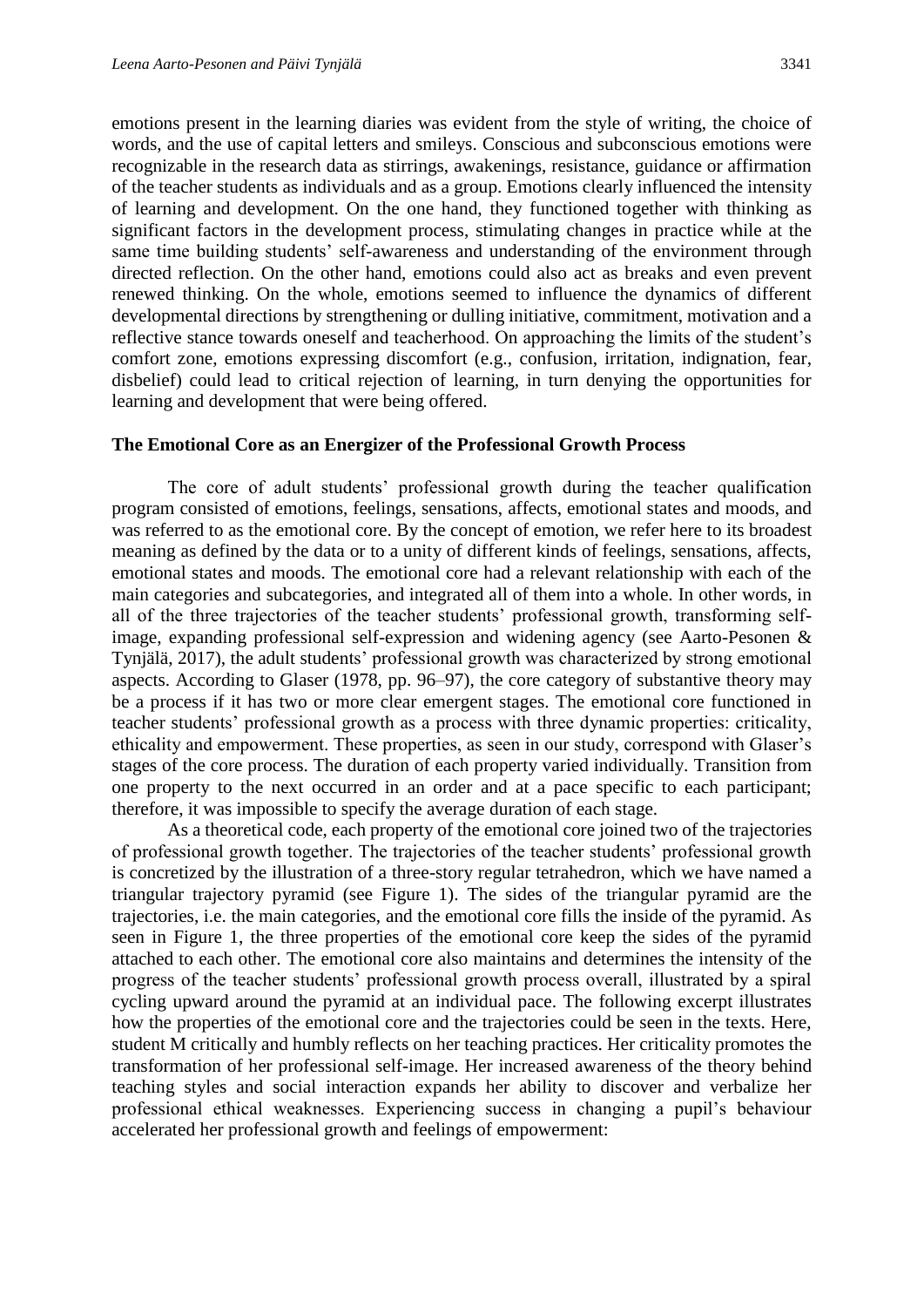emotions present in the learning diaries was evident from the style of writing, the choice of words, and the use of capital letters and smileys. Conscious and subconscious emotions were recognizable in the research data as stirrings, awakenings, resistance, guidance or affirmation of the teacher students as individuals and as a group. Emotions clearly influenced the intensity of learning and development. On the one hand, they functioned together with thinking as significant factors in the development process, stimulating changes in practice while at the same time building students' self-awareness and understanding of the environment through directed reflection. On the other hand, emotions could also act as breaks and even prevent renewed thinking. On the whole, emotions seemed to influence the dynamics of different developmental directions by strengthening or dulling initiative, commitment, motivation and a reflective stance towards oneself and teacherhood. On approaching the limits of the student's comfort zone, emotions expressing discomfort (e.g., confusion, irritation, indignation, fear, disbelief) could lead to critical rejection of learning, in turn denying the opportunities for learning and development that were being offered.

### The Emotional Core as an Energizer of the Professional Growth Process

The core of adult students' professional growth during the teacher qualification program consisted of emotions, feelings, sensations, affects, emotional states and moods, and was referred to as the emotional core. By the concept of emotion, we refer here to its broadest meaning as defined by the data or to a unity of different kinds of feelings, sensations, affects, emotional states and moods. The emotional core had a relevant relationship with each of the main categories and subcategories, and integrated all of them into a whole. In other words, in all of the three trajectories of the teacher students' professional growth, transforming self-image, expanding professional self-expression and widening agency (see Aarto-Pesonen & Tynjälä, 2017), the adult students' professional growth was characterized by strong emotional aspects. According to Glaser (1978, pp. 96–97), the core category of substantive theory may be a process if it has two or more clear emergent stages. The emotional core functioned in teacher students' professional growth as a process with three dynamic properties: criticality, ethicality and empowerment. These properties, as seen in our study, correspond with Glaser's stages of the core process. The duration of each property varied individually. Transition from one property to the next occurred in an order and at a pace specific to each participant; therefore, it was impossible to specify the average duration of each stage.

As a theoretical code, each property of the emotional core joined two of the trajectories of professional growth together. The trajectories of the teacher students' professional growth is concretized by the illustration of a three-story regular tetrahedron, which we have named a triangular trajectory pyramid (see Figure 1). The sides of the triangular pyramid are the trajectories, i.e. the main categories, and the emotional core fills the inside of the pyramid. As seen in Figure 1, the three properties of the emotional core keep the sides of the pyramid attached to each other. The emotional core also maintains and determines the intensity of the progress of the teacher students' professional growth process overall, illustrated by a spiral cycling upward around the pyramid at an individual pace. The following excerpt illustrates how the properties of the emotional core and the trajectories could be seen in the texts. Here, student M critically and humbly reflects on her teaching practices. Her criticality promotes the transformation of her professional self-image. Her increased awareness of the theory behind teaching styles and social interaction expands her ability to discover and verbalize her professional ethical weaknesses. Experiencing success in changing a pupil's behaviour accelerated her professional growth and feelings of empowerment: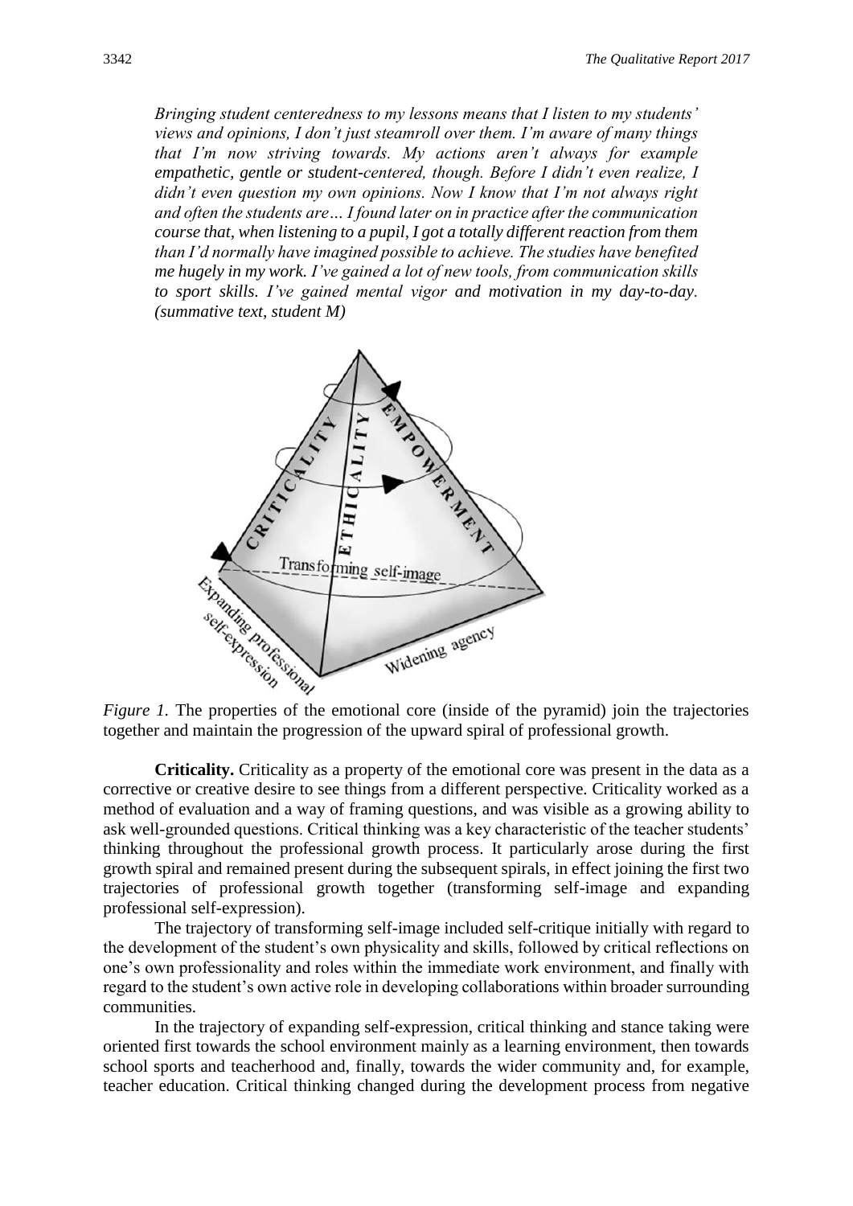*Bringing student centeredness to my lessons means that I listen to my students' views and opinions, I don't just steamroll over them. I'm aware of many things that I'm now striving towards. My actions aren't always for example empathetic, gentle or student-centered, though. Before I didn't even realize, I didn't even question my own opinions. Now I know that I'm not always right and often the students are… I found later on in practice after the communication course that, when listening to a pupil, I got a totally different reaction from them than I'd normally have imagined possible to achieve. The studies have benefited me hugely in my work. I've gained a lot of new tools, from communication skills to sport skills. I've gained mental vigor and motivation in my day-to-day. (summative text, student M)*

*Figure 1.* The properties of the emotional core (inside of the pyramid) join the trajectories together and maintain the progression of the upward spiral of professional growth.

**Criticality.** Criticality as a property of the emotional core was present in the data as a corrective or creative desire to see things from a different perspective. Criticality worked as a method of evaluation and a way of framing questions, and was visible as a growing ability to ask well-grounded questions. Critical thinking was a key characteristic of the teacher students' thinking throughout the professional growth process. It particularly arose during the first growth spiral and remained present during the subsequent spirals, in effect joining the first two trajectories of professional growth together (transforming self-image and expanding professional self-expression).

The trajectory of transforming self-image included self-critique initially with regard to the development of the student's own physicality and skills, followed by critical reflections on one's own professionality and roles within the immediate work environment, and finally with regard to the student's own active role in developing collaborations within broader surrounding communities.

In the trajectory of expanding self-expression, critical thinking and stance taking were oriented first towards the school environment mainly as a learning environment, then towards school sports and teacherhood and, finally, towards the wider community and, for example, teacher education. Critical thinking changed during the development process from negative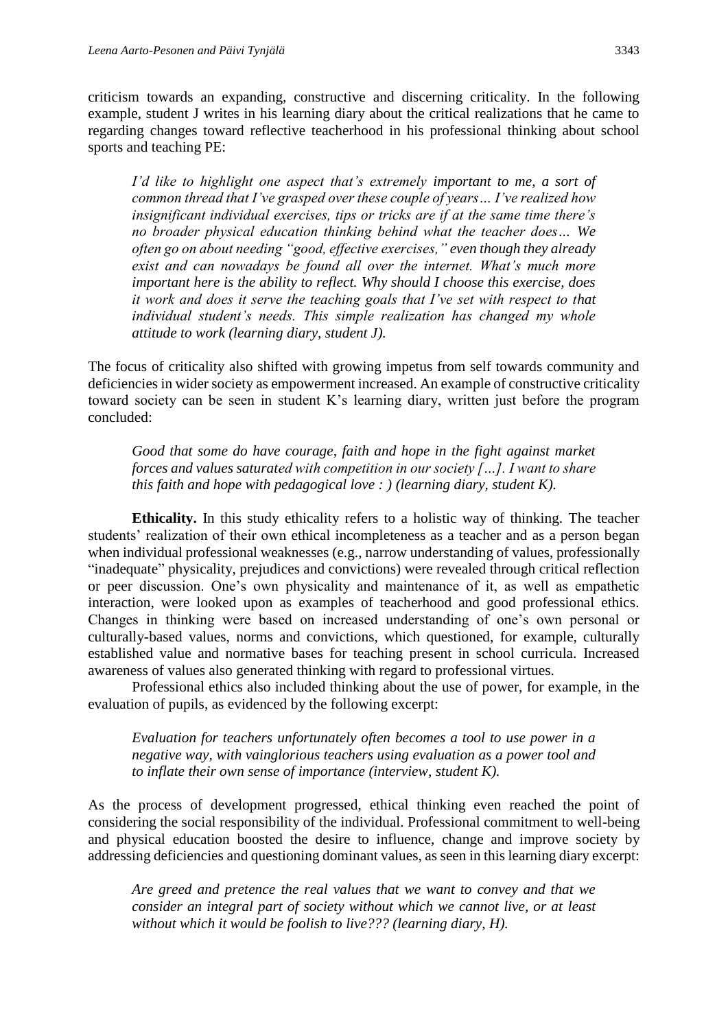criticism towards an expanding, constructive and discerning criticality. In the following example, student J writes in his learning diary about the critical realizations that he came to regarding changes toward reflective teacherhood in his professional thinking about school sports and teaching PE:

> *I'd like to highlight one aspect that's extremely important to me, a sort of common thread that I've grasped over these couple of years… I've realized how insignificant individual exercises, tips or tricks are if at the same time there's no broader physical education thinking behind what the teacher does… We often go on about needing "good, effective exercises," even though they already exist and can nowadays be found all over the internet. What's much more important here is the ability to reflect. Why should I choose this exercise, does it work and does it serve the teaching goals that I've set with respect to that individual student's needs. This simple realization has changed my whole attitude to work (learning diary, student J).*

The focus of criticality also shifted with growing impetus from self towards community and deficiencies in wider society as empowerment increased. An example of constructive criticality toward society can be seen in student K's learning diary, written just before the program concluded:

> *Good that some do have courage, faith and hope in the fight against market forces and values saturated with competition in our society […]. I want to share this faith and hope with pedagogical love : ) (learning diary, student K).*

**Ethicality.** In this study ethicality refers to a holistic way of thinking. The teacher students' realization of their own ethical incompleteness as a teacher and as a person began when individual professional weaknesses (e.g., narrow understanding of values, professionally "inadequate" physicality, prejudices and convictions) were revealed through critical reflection or peer discussion. One's own physicality and maintenance of it, as well as empathetic interaction, were looked upon as examples of teacherhood and good professional ethics. Changes in thinking were based on increased understanding of one's own personal or culturally-based values, norms and convictions, which questioned, for example, culturally established value and normative bases for teaching present in school curricula. Increased awareness of values also generated thinking with regard to professional virtues.

Professional ethics also included thinking about the use of power, for example, in the evaluation of pupils, as evidenced by the following excerpt:

> *Evaluation for teachers unfortunately often becomes a tool to use power in a negative way, with vainglorious teachers using evaluation as a power tool and to inflate their own sense of importance (interview, student K).*

As the process of development progressed, ethical thinking even reached the point of considering the social responsibility of the individual. Professional commitment to well-being and physical education boosted the desire to influence, change and improve society by addressing deficiencies and questioning dominant values, as seen in this learning diary excerpt:

> *Are greed and pretence the real values that we want to convey and that we consider an integral part of society without which we cannot live, or at least without which it would be foolish to live??? (learning diary, H).*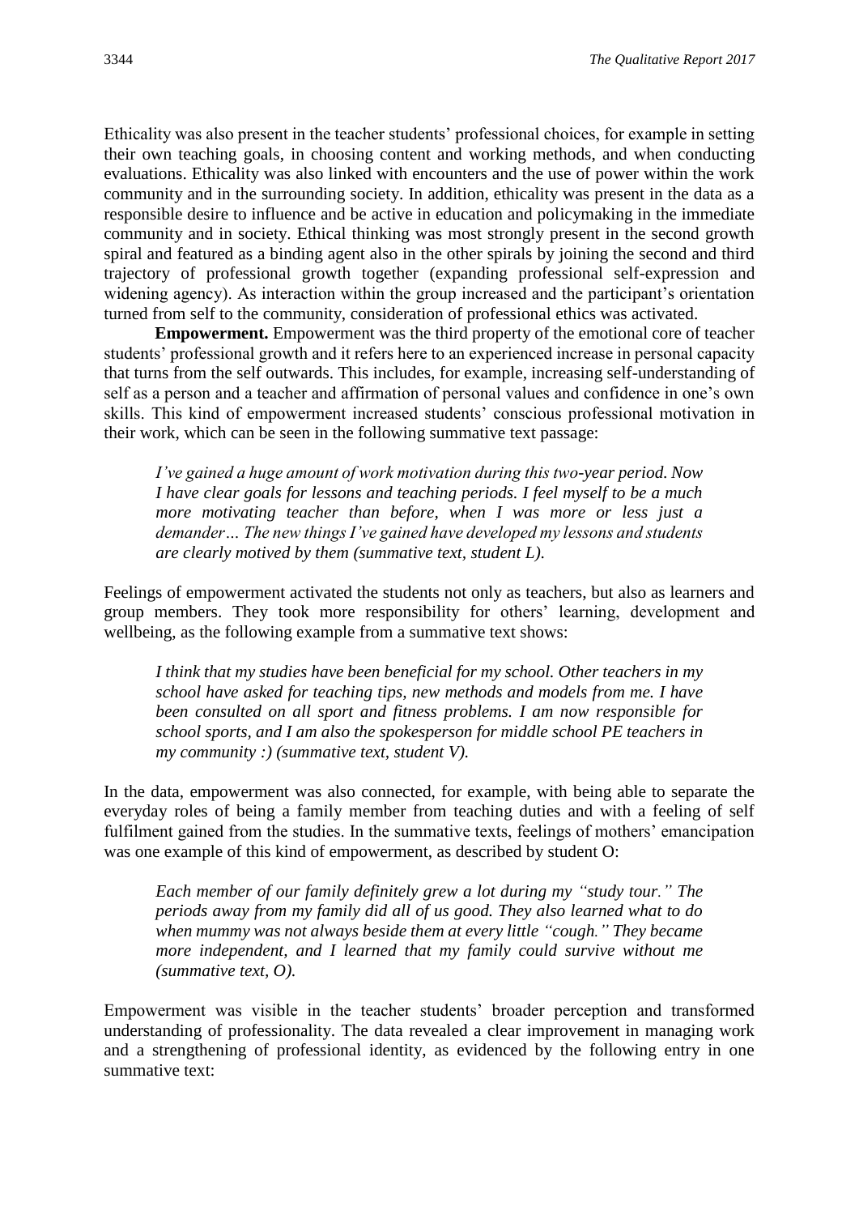Ethicality was also present in the teacher students' professional choices, for example in setting their own teaching goals, in choosing content and working methods, and when conducting evaluations. Ethicality was also linked with encounters and the use of power within the work community and in the surrounding society. In addition, ethicality was present in the data as a responsible desire to influence and be active in education and policymaking in the immediate community and in society. Ethical thinking was most strongly present in the second growth spiral and featured as a binding agent also in the other spirals by joining the second and third trajectory of professional growth together (expanding professional self-expression and widening agency). As interaction within the group increased and the participant's orientation turned from self to the community, consideration of professional ethics was activated.

**Empowerment.** Empowerment was the third property of the emotional core of teacher students' professional growth and it refers here to an experienced increase in personal capacity that turns from the self outwards. This includes, for example, increasing self-understanding of self as a person and a teacher and affirmation of personal values and confidence in one's own skills. This kind of empowerment increased students' conscious professional motivation in their work, which can be seen in the following summative text passage:

> *I've gained a huge amount of work motivation during this two-year period. Now I have clear goals for lessons and teaching periods. I feel myself to be a much more motivating teacher than before, when I was more or less just a demander… The new things I've gained have developed my lessons and students are clearly motived by them (summative text, student L).*

Feelings of empowerment activated the students not only as teachers, but also as learners and group members. They took more responsibility for others' learning, development and wellbeing, as the following example from a summative text shows:

> *I think that my studies have been beneficial for my school. Other teachers in my school have asked for teaching tips, new methods and models from me. I have been consulted on all sport and fitness problems. I am now responsible for school sports, and I am also the spokesperson for middle school PE teachers in my community :) (summative text, student V).*

In the data, empowerment was also connected, for example, with being able to separate the everyday roles of being a family member from teaching duties and with a feeling of self fulfilment gained from the studies. In the summative texts, feelings of mothers' emancipation was one example of this kind of empowerment, as described by student O:

> *Each member of our family definitely grew a lot during my "study tour." The periods away from my family did all of us good. They also learned what to do when mummy was not always beside them at every little "cough." They became more independent, and I learned that my family could survive without me (summative text, O).*

Empowerment was visible in the teacher students' broader perception and transformed understanding of professionality. The data revealed a clear improvement in managing work and a strengthening of professional identity, as evidenced by the following entry in one summative text: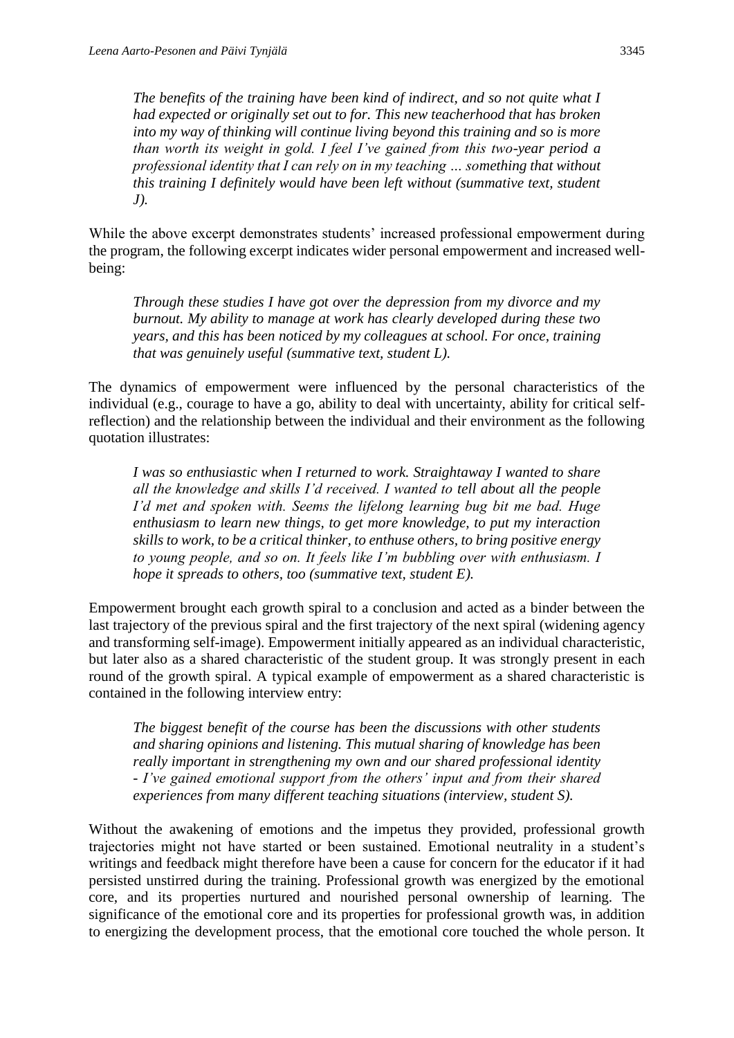> *The benefits of the training have been kind of indirect, and so not quite what I had expected or originally set out to for. This new teacherhood that has broken into my way of thinking will continue living beyond this training and so is more than worth its weight in gold. I feel I've gained from this two-year period a professional identity that I can rely on in my teaching … something that without this training I definitely would have been left without (summative text, student J).*

While the above excerpt demonstrates students' increased professional empowerment during the program, the following excerpt indicates wider personal empowerment and increased well-being:

> *Through these studies I have got over the depression from my divorce and my burnout. My ability to manage at work has clearly developed during these two years, and this has been noticed by my colleagues at school. For once, training that was genuinely useful (summative text, student L).*

The dynamics of empowerment were influenced by the personal characteristics of the individual (e.g., courage to have a go, ability to deal with uncertainty, ability for critical self-reflection) and the relationship between the individual and their environment as the following quotation illustrates:

> *I was so enthusiastic when I returned to work. Straightaway I wanted to share all the knowledge and skills I'd received. I wanted to tell about all the people I'd met and spoken with. Seems the lifelong learning bug bit me bad. Huge enthusiasm to learn new things, to get more knowledge, to put my interaction skills to work, to be a critical thinker, to enthuse others, to bring positive energy to young people, and so on. It feels like I'm bubbling over with enthusiasm. I hope it spreads to others, too (summative text, student E).*

Empowerment brought each growth spiral to a conclusion and acted as a binder between the last trajectory of the previous spiral and the first trajectory of the next spiral (widening agency and transforming self-image). Empowerment initially appeared as an individual characteristic, but later also as a shared characteristic of the student group. It was strongly present in each round of the growth spiral. A typical example of empowerment as a shared characteristic is contained in the following interview entry:

> *The biggest benefit of the course has been the discussions with other students and sharing opinions and listening. This mutual sharing of knowledge has been really important in strengthening my own and our shared professional identity - I've gained emotional support from the others' input and from their shared experiences from many different teaching situations (interview, student S).*

Without the awakening of emotions and the impetus they provided, professional growth trajectories might not have started or been sustained. Emotional neutrality in a student's writings and feedback might therefore have been a cause for concern for the educator if it had persisted unstirred during the training. Professional growth was energized by the emotional core, and its properties nurtured and nourished personal ownership of learning. The significance of the emotional core and its properties for professional growth was, in addition to energizing the development process, that the emotional core touched the whole person. It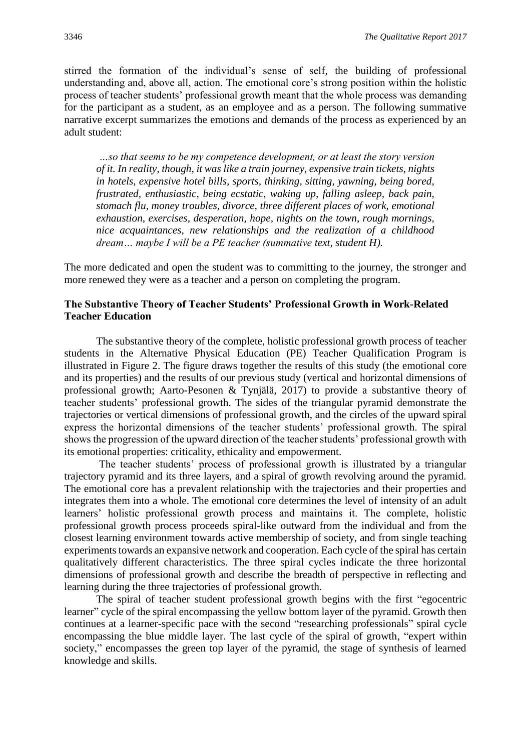stirred the formation of the individual's sense of self, the building of professional understanding and, above all, action. The emotional core's strong position within the holistic process of teacher students' professional growth meant that the whole process was demanding for the participant as a student, as an employee and as a person. The following summative narrative excerpt summarizes the emotions and demands of the process as experienced by an adult student:

> *…so that seems to be my competence development, or at least the story version of it. In reality, though, it was like a train journey, expensive train tickets, nights in hotels, expensive hotel bills, sports, thinking, sitting, yawning, being bored, frustrated, enthusiastic, being ecstatic, waking up, falling asleep, back pain, stomach flu, money troubles, divorce, three different places of work, emotional exhaustion, exercises, desperation, hope, nights on the town, rough mornings, nice acquaintances, new relationships and the realization of a childhood dream… maybe I will be a PE teacher (summative text, student H).*

The more dedicated and open the student was to committing to the journey, the stronger and more renewed they were as a teacher and a person on completing the program.

### The Substantive Theory of Teacher Students' Professional Growth in Work-Related Teacher Education

The substantive theory of the complete, holistic professional growth process of teacher students in the Alternative Physical Education (PE) Teacher Qualification Program is illustrated in Figure 2. The figure draws together the results of this study (the emotional core and its properties) and the results of our previous study (vertical and horizontal dimensions of professional growth; Aarto-Pesonen & Tynjälä, 2017) to provide a substantive theory of teacher students' professional growth. The sides of the triangular pyramid demonstrate the trajectories or vertical dimensions of professional growth, and the circles of the upward spiral express the horizontal dimensions of the teacher students' professional growth. The spiral shows the progression of the upward direction of the teacher students' professional growth with its emotional properties: criticality, ethicality and empowerment.

The teacher students' process of professional growth is illustrated by a triangular trajectory pyramid and its three layers, and a spiral of growth revolving around the pyramid. The emotional core has a prevalent relationship with the trajectories and their properties and integrates them into a whole. The emotional core determines the level of intensity of an adult learners' holistic professional growth process and maintains it. The complete, holistic professional growth process proceeds spiral-like outward from the individual and from the closest learning environment towards active membership of society, and from single teaching experiments towards an expansive network and cooperation. Each cycle of the spiral has certain qualitatively different characteristics. The three spiral cycles indicate the three horizontal dimensions of professional growth and describe the breadth of perspective in reflecting and learning during the three trajectories of professional growth.

The spiral of teacher student professional growth begins with the first "egocentric learner" cycle of the spiral encompassing the yellow bottom layer of the pyramid. Growth then continues at a learner-specific pace with the second "researching professionals" spiral cycle encompassing the blue middle layer. The last cycle of the spiral of growth, "expert within society," encompasses the green top layer of the pyramid, the stage of synthesis of learned knowledge and skills.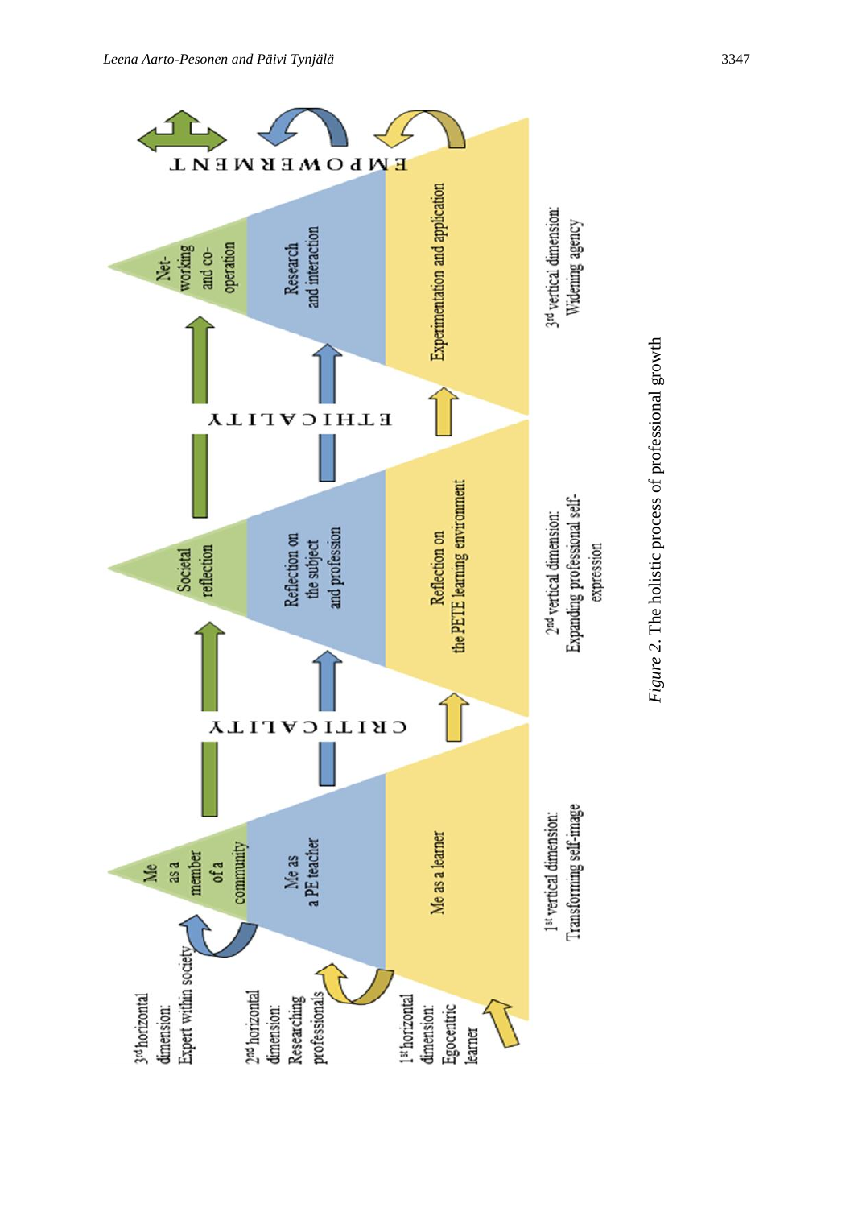3rd horizontal dimension: Expert within society

2nd horizontal dimension: Researching professionals

1st horizontal dimension: Egocentric learner

Me as a member of a community

Me as a PE teacher

Me as a learner

CRITICALITY

Societal reflection

Reflection on the subject and profession

Reflection on the PETE learning environment

ETHICALITY

Net-working and co-operation

Research and interaction

Experimentation and application

EMPOWERMENT

1st vertical dimension: Transforming self-image

2nd vertical dimension: Expanding professional self-expression

3rd vertical dimension: Widening agency

*Figure 2*. The holistic process of professional growth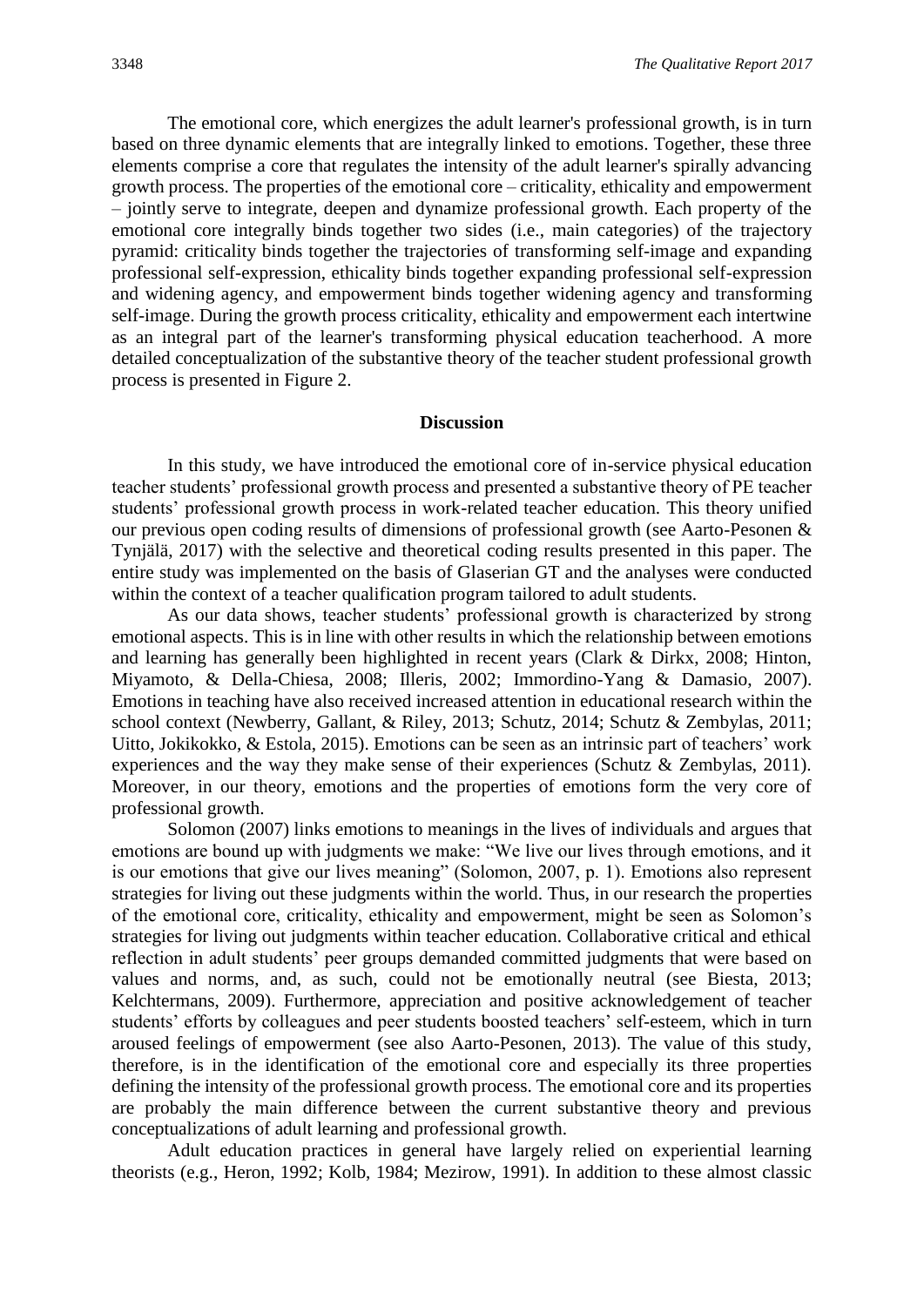The emotional core, which energizes the adult learner's professional growth, is in turn based on three dynamic elements that are integrally linked to emotions. Together, these three elements comprise a core that regulates the intensity of the adult learner's spirally advancing growth process. The properties of the emotional core – criticality, ethicality and empowerment – jointly serve to integrate, deepen and dynamize professional growth. Each property of the emotional core integrally binds together two sides (i.e., main categories) of the trajectory pyramid: criticality binds together the trajectories of transforming self-image and expanding professional self-expression, ethicality binds together expanding professional self-expression and widening agency, and empowerment binds together widening agency and transforming self-image. During the growth process criticality, ethicality and empowerment each intertwine as an integral part of the learner's transforming physical education teacherhood. A more detailed conceptualization of the substantive theory of the teacher student professional growth process is presented in Figure 2.

## Discussion

In this study, we have introduced the emotional core of in-service physical education teacher students' professional growth process and presented a substantive theory of PE teacher students' professional growth process in work-related teacher education. This theory unified our previous open coding results of dimensions of professional growth (see Aarto-Pesonen & Tynjälä, 2017) with the selective and theoretical coding results presented in this paper. The entire study was implemented on the basis of Glaserian GT and the analyses were conducted within the context of a teacher qualification program tailored to adult students.

As our data shows, teacher students' professional growth is characterized by strong emotional aspects. This is in line with other results in which the relationship between emotions and learning has generally been highlighted in recent years (Clark & Dirkx, 2008; Hinton, Miyamoto, & Della-Chiesa, 2008; Illeris, 2002; Immordino-Yang & Damasio, 2007). Emotions in teaching have also received increased attention in educational research within the school context (Newberry, Gallant, & Riley, 2013; Schutz, 2014; Schutz & Zembylas, 2011; Uitto, Jokikokko, & Estola, 2015). Emotions can be seen as an intrinsic part of teachers' work experiences and the way they make sense of their experiences (Schutz & Zembylas, 2011). Moreover, in our theory, emotions and the properties of emotions form the very core of professional growth.

Solomon (2007) links emotions to meanings in the lives of individuals and argues that emotions are bound up with judgments we make: "We live our lives through emotions, and it is our emotions that give our lives meaning" (Solomon, 2007, p. 1). Emotions also represent strategies for living out these judgments within the world. Thus, in our research the properties of the emotional core, criticality, ethicality and empowerment, might be seen as Solomon's strategies for living out judgments within teacher education. Collaborative critical and ethical reflection in adult students' peer groups demanded committed judgments that were based on values and norms, and, as such, could not be emotionally neutral (see Biesta, 2013; Kelchtermans, 2009). Furthermore, appreciation and positive acknowledgement of teacher students' efforts by colleagues and peer students boosted teachers' self-esteem, which in turn aroused feelings of empowerment (see also Aarto-Pesonen, 2013). The value of this study, therefore, is in the identification of the emotional core and especially its three properties defining the intensity of the professional growth process. The emotional core and its properties are probably the main difference between the current substantive theory and previous conceptualizations of adult learning and professional growth.

Adult education practices in general have largely relied on experiential learning theorists (e.g., Heron, 1992; Kolb, 1984; Mezirow, 1991). In addition to these almost classic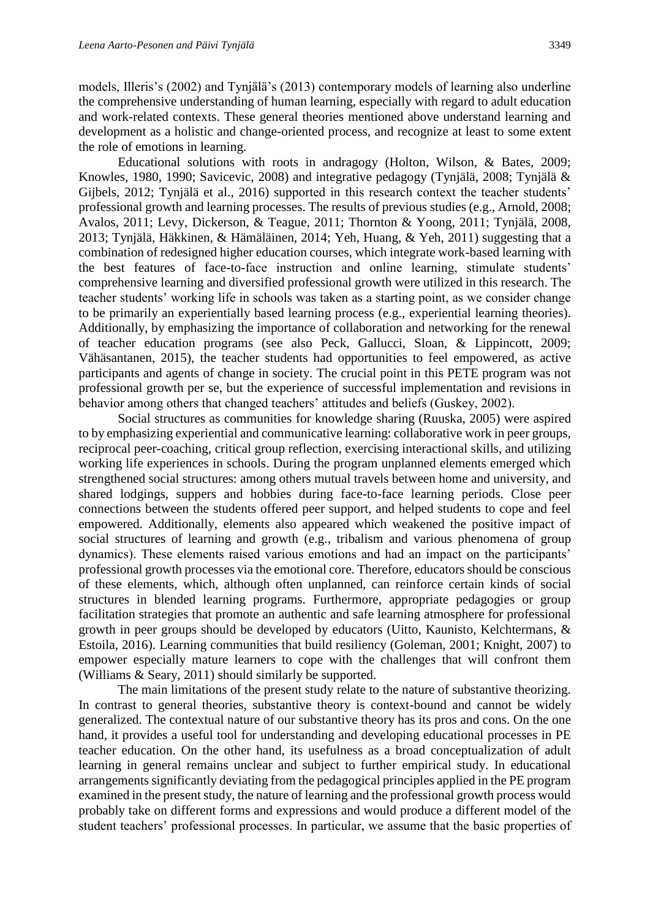models, Illeris's (2002) and Tynjälä's (2013) contemporary models of learning also underline the comprehensive understanding of human learning, especially with regard to adult education and work-related contexts. These general theories mentioned above understand learning and development as a holistic and change-oriented process, and recognize at least to some extent the role of emotions in learning.

Educational solutions with roots in andragogy (Holton, Wilson, & Bates, 2009; Knowles, 1980, 1990; Savicevic, 2008) and integrative pedagogy (Tynjälä, 2008; Tynjälä & Gijbels, 2012; Tynjälä et al., 2016) supported in this research context the teacher students' professional growth and learning processes. The results of previous studies (e.g., Arnold, 2008; Avalos, 2011; Levy, Dickerson, & Teague, 2011; Thornton & Yoong, 2011; Tynjälä, 2008, 2013; Tynjälä, Häkkinen, & Hämäläinen, 2014; Yeh, Huang, & Yeh, 2011) suggesting that a combination of redesigned higher education courses, which integrate work-based learning with the best features of face-to-face instruction and online learning, stimulate students' comprehensive learning and diversified professional growth were utilized in this research. The teacher students' working life in schools was taken as a starting point, as we consider change to be primarily an experientially based learning process (e.g., experiential learning theories). Additionally, by emphasizing the importance of collaboration and networking for the renewal of teacher education programs (see also Peck, Gallucci, Sloan, & Lippincott, 2009; Vähäsantanen, 2015), the teacher students had opportunities to feel empowered, as active participants and agents of change in society. The crucial point in this PETE program was not professional growth per se, but the experience of successful implementation and revisions in behavior among others that changed teachers' attitudes and beliefs (Guskey, 2002).

Social structures as communities for knowledge sharing (Ruuska, 2005) were aspired to by emphasizing experiential and communicative learning: collaborative work in peer groups, reciprocal peer-coaching, critical group reflection, exercising interactional skills, and utilizing working life experiences in schools. During the program unplanned elements emerged which strengthened social structures: among others mutual travels between home and university, and shared lodgings, suppers and hobbies during face-to-face learning periods. Close peer connections between the students offered peer support, and helped students to cope and feel empowered. Additionally, elements also appeared which weakened the positive impact of social structures of learning and growth (e.g., tribalism and various phenomena of group dynamics). These elements raised various emotions and had an impact on the participants' professional growth processes via the emotional core. Therefore, educators should be conscious of these elements, which, although often unplanned, can reinforce certain kinds of social structures in blended learning programs. Furthermore, appropriate pedagogies or group facilitation strategies that promote an authentic and safe learning atmosphere for professional growth in peer groups should be developed by educators (Uitto, Kaunisto, Kelchtermans, & Estoila, 2016). Learning communities that build resiliency (Goleman, 2001; Knight, 2007) to empower especially mature learners to cope with the challenges that will confront them (Williams & Seary, 2011) should similarly be supported.

The main limitations of the present study relate to the nature of substantive theorizing. In contrast to general theories, substantive theory is context-bound and cannot be widely generalized. The contextual nature of our substantive theory has its pros and cons. On the one hand, it provides a useful tool for understanding and developing educational processes in PE teacher education. On the other hand, its usefulness as a broad conceptualization of adult learning in general remains unclear and subject to further empirical study. In educational arrangements significantly deviating from the pedagogical principles applied in the PE program examined in the present study, the nature of learning and the professional growth process would probably take on different forms and expressions and would produce a different model of the student teachers' professional processes. In particular, we assume that the basic properties of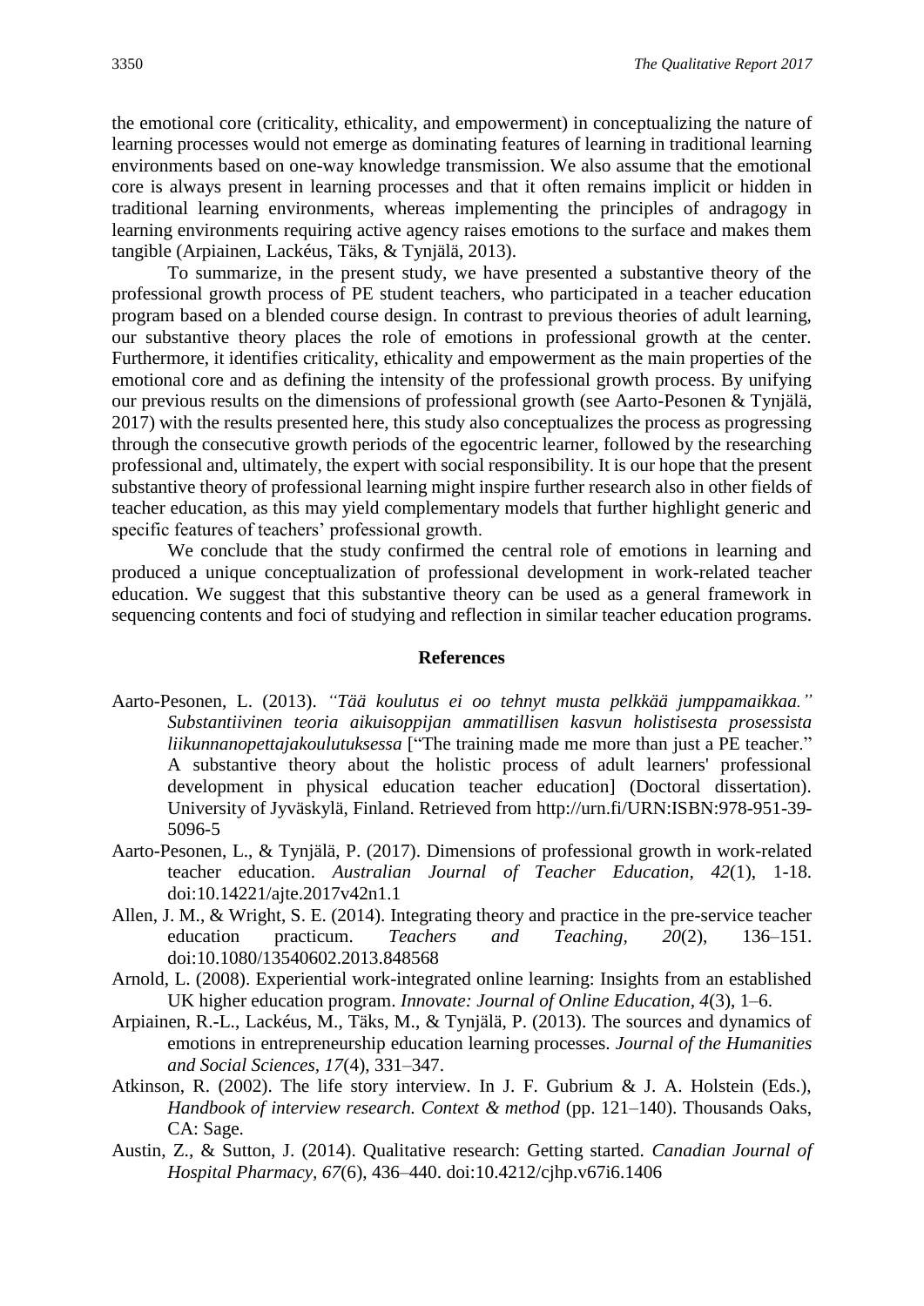the emotional core (criticality, ethicality, and empowerment) in conceptualizing the nature of learning processes would not emerge as dominating features of learning in traditional learning environments based on one-way knowledge transmission. We also assume that the emotional core is always present in learning processes and that it often remains implicit or hidden in traditional learning environments, whereas implementing the principles of andragogy in learning environments requiring active agency raises emotions to the surface and makes them tangible (Arpiainen, Lackéus, Täks, & Tynjälä, 2013).

To summarize, in the present study, we have presented a substantive theory of the professional growth process of PE student teachers, who participated in a teacher education program based on a blended course design. In contrast to previous theories of adult learning, our substantive theory places the role of emotions in professional growth at the center. Furthermore, it identifies criticality, ethicality and empowerment as the main properties of the emotional core and as defining the intensity of the professional growth process. By unifying our previous results on the dimensions of professional growth (see Aarto-Pesonen & Tynjälä, 2017) with the results presented here, this study also conceptualizes the process as progressing through the consecutive growth periods of the egocentric learner, followed by the researching professional and, ultimately, the expert with social responsibility. It is our hope that the present substantive theory of professional learning might inspire further research also in other fields of teacher education, as this may yield complementary models that further highlight generic and specific features of teachers' professional growth.

We conclude that the study confirmed the central role of emotions in learning and produced a unique conceptualization of professional development in work-related teacher education. We suggest that this substantive theory can be used as a general framework in sequencing contents and foci of studying and reflection in similar teacher education programs.

## References

Aarto-Pesonen, L. (2013). *"Tää koulutus ei oo tehnyt musta pelkkää jumppamaikkaa." Substantiivinen teoria aikuisoppijan ammatillisen kasvun holistisesta prosessista liikunnanopettajakoulutuksessa* ["The training made me more than just a PE teacher." A substantive theory about the holistic process of adult learners' professional development in physical education teacher education] (Doctoral dissertation). University of Jyväskylä, Finland. Retrieved from http://urn.fi/URN:ISBN:978-951-39-5096-5

Aarto-Pesonen, L., & Tynjälä, P. (2017). Dimensions of professional growth in work-related teacher education. *Australian Journal of Teacher Education, 42*(1), 1-18. doi:10.14221/ajte.2017v42n1.1

Allen, J. M., & Wright, S. E. (2014). Integrating theory and practice in the pre-service teacher education practicum. *Teachers and Teaching, 20*(2), 136–151. doi:10.1080/13540602.2013.848568

Arnold, L. (2008). Experiential work-integrated online learning: Insights from an established UK higher education program. *Innovate: Journal of Online Education, 4*(3), 1–6.

Arpiainen, R.-L., Lackéus, M., Täks, M., & Tynjälä, P. (2013). The sources and dynamics of emotions in entrepreneurship education learning processes. *Journal of the Humanities and Social Sciences, 17*(4), 331–347.

Atkinson, R. (2002). The life story interview. In J. F. Gubrium & J. A. Holstein (Eds.), *Handbook of interview research. Context & method* (pp. 121–140). Thousands Oaks, CA: Sage.

Austin, Z., & Sutton, J. (2014). Qualitative research: Getting started. *Canadian Journal of Hospital Pharmacy, 67*(6), 436–440. doi:10.4212/cjhp.v67i6.1406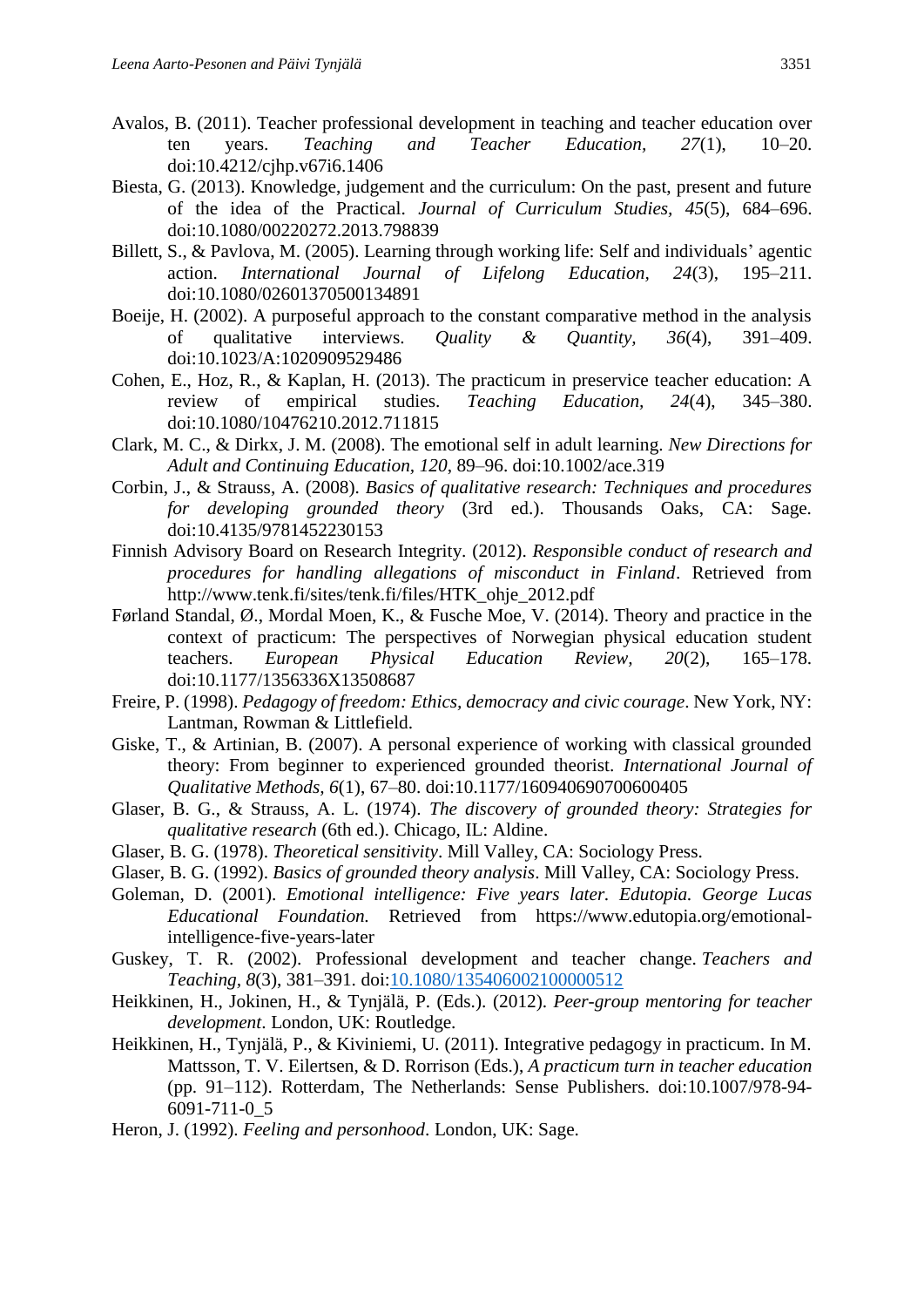Avalos, B. (2011). Teacher professional development in teaching and teacher education over ten years. *Teaching and Teacher Education, 27*(1), 10–20. doi:10.4212/cjhp.v67i6.1406

Biesta, G. (2013). Knowledge, judgement and the curriculum: On the past, present and future of the idea of the Practical. *Journal of Curriculum Studies*, *45*(5), 684–696. doi:10.1080/00220272.2013.798839

Billett, S., & Pavlova, M. (2005). Learning through working life: Self and individuals' agentic action. *International Journal of Lifelong Education*, *24*(3), 195–211. doi:10.1080/02601370500134891

Boeije, H. (2002). A purposeful approach to the constant comparative method in the analysis of qualitative interviews. *Quality & Quantity*, *36*(4), 391–409. doi:10.1023/A:1020909529486

Cohen, E., Hoz, R., & Kaplan, H. (2013). The practicum in preservice teacher education: A review of empirical studies. *Teaching Education*, *24*(4), 345–380. doi:10.1080/10476210.2012.711815

Clark, M. C., & Dirkx, J. M. (2008). The emotional self in adult learning. *New Directions for Adult and Continuing Education*, *120*, 89–96. doi:10.1002/ace.319

Corbin, J., & Strauss, A. (2008). *Basics of qualitative research: Techniques and procedures for developing grounded theory* (3rd ed.). Thousands Oaks, CA: Sage. doi:10.4135/9781452230153

Finnish Advisory Board on Research Integrity. (2012). *Responsible conduct of research and procedures for handling allegations of misconduct in Finland*. Retrieved from http://www.tenk.fi/sites/tenk.fi/files/HTK_ohje_2012.pdf

Førland Standal, Ø., Mordal Moen, K., & Fusche Moe, V. (2014). Theory and practice in the context of practicum: The perspectives of Norwegian physical education student teachers. *European Physical Education Review, 20*(2), 165–178. doi:10.1177/1356336X13508687

Freire, P. (1998). *Pedagogy of freedom: Ethics, democracy and civic courage*. New York, NY: Lantman, Rowman & Littlefield.

Giske, T., & Artinian, B. (2007). A personal experience of working with classical grounded theory: From beginner to experienced grounded theorist. *International Journal of Qualitative Methods*, *6*(1), 67–80. doi:10.1177/160940690700600405

Glaser, B. G., & Strauss, A. L. (1974). *The discovery of grounded theory: Strategies for qualitative research* (6th ed.). Chicago, IL: Aldine.

Glaser, B. G. (1978). *Theoretical sensitivity*. Mill Valley, CA: Sociology Press.

Glaser, B. G. (1992). *Basics of grounded theory analysis*. Mill Valley, CA: Sociology Press.

Goleman, D. (2001). *Emotional intelligence: Five years later. Edutopia. George Lucas Educational Foundation.* Retrieved from https://www.edutopia.org/emotional-intelligence-five-years-later

Guskey, T. R. (2002). Professional development and teacher change. *Teachers and Teaching*, *8*(3), 381–391. doi:10.1080/135406002100000512

Heikkinen, H., Jokinen, H., & Tynjälä, P. (Eds.). (2012). *Peer-group mentoring for teacher development*. London, UK: Routledge.

Heikkinen, H., Tynjälä, P., & Kiviniemi, U. (2011). Integrative pedagogy in practicum. In M. Mattsson, T. V. Eilertsen, & D. Rorrison (Eds.), *A practicum turn in teacher education* (pp. 91–112). Rotterdam, The Netherlands: Sense Publishers. doi:10.1007/978-94-6091-711-0_5

Heron, J. (1992). *Feeling and personhood*. London, UK: Sage.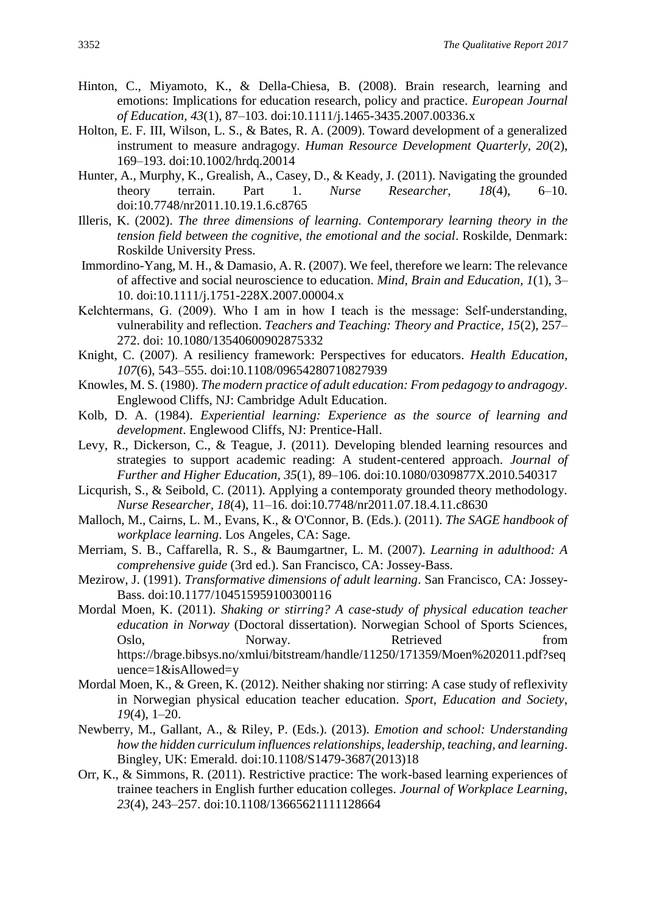Hinton, C., Miyamoto, K., & Della-Chiesa, B. (2008). Brain research, learning and emotions: Implications for education research, policy and practice. *European Journal of Education, 43*(1), 87–103. doi:10.1111/j.1465-3435.2007.00336.x

Holton, E. F. III, Wilson, L. S., & Bates, R. A. (2009). Toward development of a generalized instrument to measure andragogy. *Human Resource Development Quarterly, 20*(2), 169–193. doi:10.1002/hrdq.20014

Hunter, A., Murphy, K., Grealish, A., Casey, D., & Keady, J. (2011). Navigating the grounded theory terrain. Part 1. *Nurse Researcher, 18*(4), 6–10. doi:10.7748/nr2011.10.19.1.6.c8765

Illeris, K. (2002). *The three dimensions of learning. Contemporary learning theory in the tension field between the cognitive, the emotional and the social*. Roskilde, Denmark: Roskilde University Press.

Immordino-Yang, M. H., & Damasio, A. R. (2007). We feel, therefore we learn: The relevance of affective and social neuroscience to education. *Mind, Brain and Education, 1*(1), 3–10. doi:10.1111/j.1751-228X.2007.00004.x

Kelchtermans, G. (2009). Who I am in how I teach is the message: Self-understanding, vulnerability and reflection. *Teachers and Teaching: Theory and Practice, 15*(2), 257–272. doi: 10.1080/13540600902875332

Knight, C. (2007). A resiliency framework: Perspectives for educators. *Health Education, 107*(6), 543–555. doi:10.1108/09654280710827939

Knowles, M. S. (1980). *The modern practice of adult education: From pedagogy to andragogy*. Englewood Cliffs, NJ: Cambridge Adult Education.

Kolb, D. A. (1984). *Experiential learning: Experience as the source of learning and development*. Englewood Cliffs, NJ: Prentice-Hall.

Levy, R., Dickerson, C., & Teague, J. (2011). Developing blended learning resources and strategies to support academic reading: A student-centered approach. *Journal of Further and Higher Education, 35*(1), 89–106. doi:10.1080/0309877X.2010.540317

Licqurish, S., & Seibold, C. (2011). Applying a contemporaty grounded theory methodology. *Nurse Researcher, 18*(4), 11–16. doi:10.7748/nr2011.07.18.4.11.c8630

Malloch, M., Cairns, L. M., Evans, K., & O'Connor, B. (Eds.). (2011). *The SAGE handbook of workplace learning*. Los Angeles, CA: Sage.

Merriam, S. B., Caffarella, R. S., & Baumgartner, L. M. (2007). *Learning in adulthood: A comprehensive guide* (3rd ed.). San Francisco, CA: Jossey-Bass.

Mezirow, J. (1991). *Transformative dimensions of adult learning*. San Francisco, CA: Jossey-Bass. doi:10.1177/104515959100300116

Mordal Moen, K. (2011). *Shaking or stirring? A case-study of physical education teacher education in Norway* (Doctoral dissertation). Norwegian School of Sports Sciences, Oslo, Norway. Retrieved from https://brage.bibsys.no/xmlui/bitstream/handle/11250/171359/Moen%202011.pdf?sequence=1&isAllowed=y

Mordal Moen, K., & Green, K. (2012). Neither shaking nor stirring: A case study of reflexivity in Norwegian physical education teacher education. *Sport, Education and Society, 19*(4), 1–20.

Newberry, M., Gallant, A., & Riley, P. (Eds.). (2013). *Emotion and school: Understanding how the hidden curriculum influences relationships, leadership, teaching, and learning*. Bingley, UK: Emerald. doi:10.1108/S1479-3687(2013)18

Orr, K., & Simmons, R. (2011). Restrictive practice: The work-based learning experiences of trainee teachers in English further education colleges. *Journal of Workplace Learning, 23*(4), 243–257. doi:10.1108/13665621111128664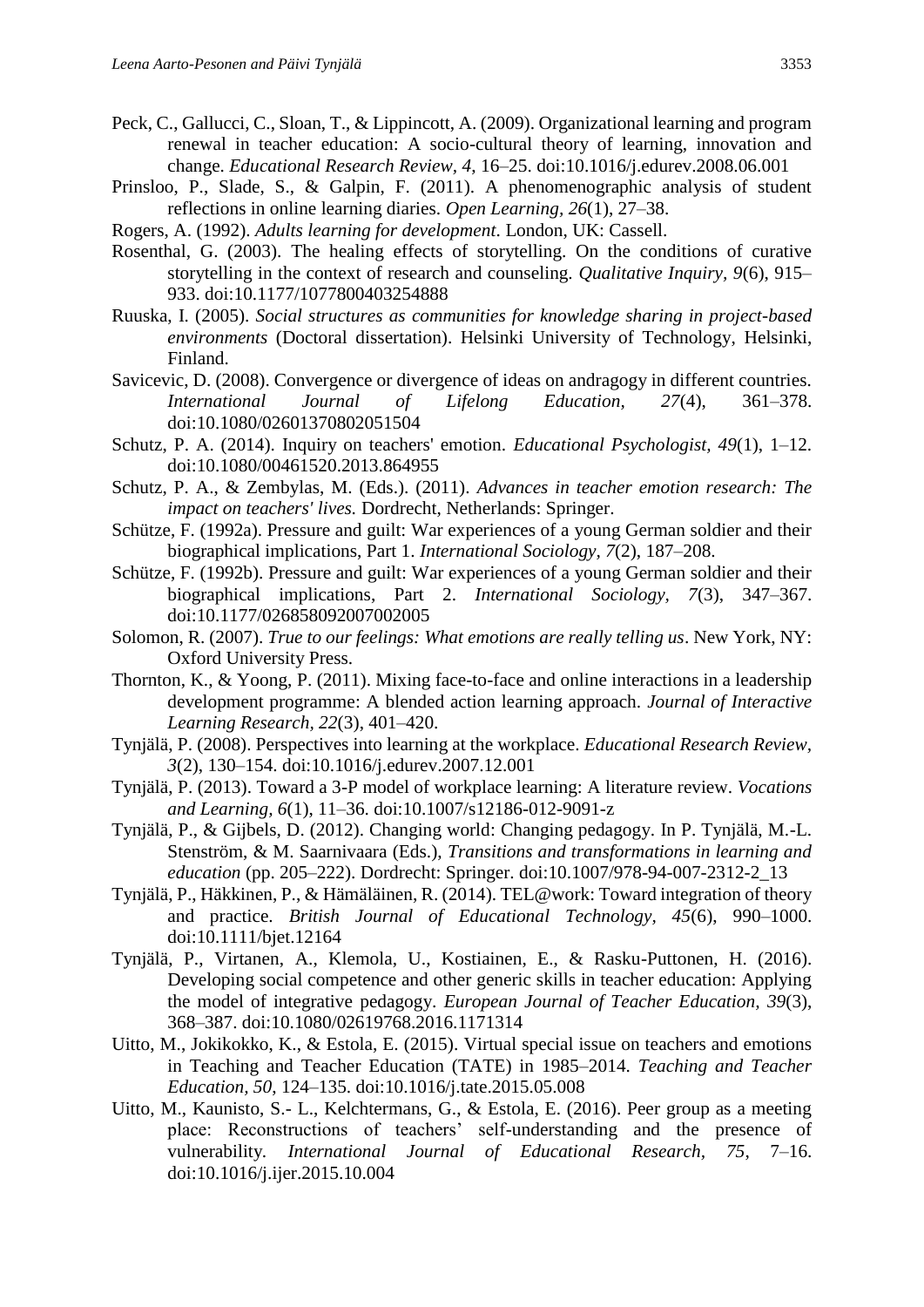Peck, C., Gallucci, C., Sloan, T., & Lippincott, A. (2009). Organizational learning and program renewal in teacher education: A socio-cultural theory of learning, innovation and change. *Educational Research Review, 4*, 16–25. doi:10.1016/j.edurev.2008.06.001

Prinsloo, P., Slade, S., & Galpin, F. (2011). A phenomenographic analysis of student reflections in online learning diaries. *Open Learning, 26*(1), 27–38.

Rogers, A. (1992). *Adults learning for development*. London, UK: Cassell.

Rosenthal, G. (2003). The healing effects of storytelling. On the conditions of curative storytelling in the context of research and counseling. *Qualitative Inquiry, 9*(6), 915–933. doi:10.1177/1077800403254888

Ruuska, I. (2005). *Social structures as communities for knowledge sharing in project-based environments* (Doctoral dissertation). Helsinki University of Technology, Helsinki, Finland.

Savicevic, D. (2008). Convergence or divergence of ideas on andragogy in different countries. *International Journal of Lifelong Education, 27*(4), 361–378. doi:10.1080/02601370802051504

Schutz, P. A. (2014). Inquiry on teachers' emotion. *Educational Psychologist, 49*(1), 1–12. doi:10.1080/00461520.2013.864955

Schutz, P. A., & Zembylas, M. (Eds.). (2011). *Advances in teacher emotion research: The impact on teachers' lives.* Dordrecht, Netherlands: Springer.

Schütze, F. (1992a). Pressure and guilt: War experiences of a young German soldier and their biographical implications, Part 1. *International Sociology, 7*(2), 187–208.

Schütze, F. (1992b). Pressure and guilt: War experiences of a young German soldier and their biographical implications, Part 2. *International Sociology, 7*(3), 347–367. doi:10.1177/026858092007002005

Solomon, R. (2007). *True to our feelings: What emotions are really telling us*. New York, NY: Oxford University Press.

Thornton, K., & Yoong, P. (2011). Mixing face-to-face and online interactions in a leadership development programme: A blended action learning approach. *Journal of Interactive Learning Research, 22*(3), 401–420.

Tynjälä, P. (2008). Perspectives into learning at the workplace. *Educational Research Review, 3*(2), 130–154. doi:10.1016/j.edurev.2007.12.001

Tynjälä, P. (2013). Toward a 3-P model of workplace learning: A literature review. *Vocations and Learning, 6*(1), 11–36. doi:10.1007/s12186-012-9091-z

Tynjälä, P., & Gijbels, D. (2012). Changing world: Changing pedagogy. In P. Tynjälä, M.-L. Stenström, & M. Saarnivaara (Eds.), *Transitions and transformations in learning and education* (pp. 205–222). Dordrecht: Springer. doi:10.1007/978-94-007-2312-2_13

Tynjälä, P., Häkkinen, P., & Hämäläinen, R. (2014). TEL@work: Toward integration of theory and practice. *British Journal of Educational Technology, 45*(6), 990–1000. doi:10.1111/bjet.12164

Tynjälä, P., Virtanen, A., Klemola, U., Kostiainen, E., & Rasku-Puttonen, H. (2016). Developing social competence and other generic skills in teacher education: Applying the model of integrative pedagogy. *European Journal of Teacher Education, 39*(3), 368–387. doi:10.1080/02619768.2016.1171314

Uitto, M., Jokikokko, K., & Estola, E. (2015). Virtual special issue on teachers and emotions in Teaching and Teacher Education (TATE) in 1985–2014. *Teaching and Teacher Education, 50*, 124–135. doi:10.1016/j.tate.2015.05.008

Uitto, M., Kaunisto, S.- L., Kelchtermans, G., & Estola, E. (2016). Peer group as a meeting place: Reconstructions of teachers' self-understanding and the presence of vulnerability. *International Journal of Educational Research, 75*, 7–16. doi:10.1016/j.ijer.2015.10.004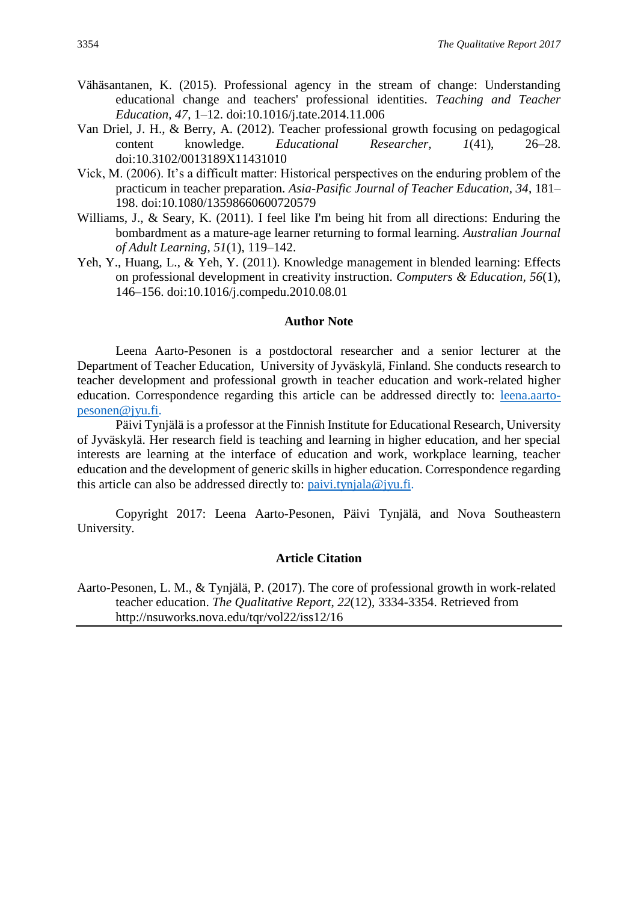Vähäsantanen, K. (2015). Professional agency in the stream of change: Understanding educational change and teachers' professional identities. *Teaching and Teacher Education, 47*, 1–12. doi:10.1016/j.tate.2014.11.006

Van Driel, J. H., & Berry, A. (2012). Teacher professional growth focusing on pedagogical content knowledge. *Educational Researcher, 1*(41), 26–28. doi:10.3102/0013189X11431010

Vick, M. (2006). It's a difficult matter: Historical perspectives on the enduring problem of the practicum in teacher preparation. *Asia-Pasific Journal of Teacher Education, 34*, 181–198. doi:10.1080/13598660600720579

Williams, J., & Seary, K. (2011). I feel like I'm being hit from all directions: Enduring the bombardment as a mature-age learner returning to formal learning. *Australian Journal of Adult Learning, 51*(1), 119–142.

Yeh, Y., Huang, L., & Yeh, Y. (2011). Knowledge management in blended learning: Effects on professional development in creativity instruction. *Computers & Education, 56*(1), 146–156. doi:10.1016/j.compedu.2010.08.01

## Author Note

Leena Aarto-Pesonen is a postdoctoral researcher and a senior lecturer at the Department of Teacher Education, University of Jyväskylä, Finland. She conducts research to teacher development and professional growth in teacher education and work-related higher education. Correspondence regarding this article can be addressed directly to: leena.aarto-pesonen@jyu.fi.

Päivi Tynjälä is a professor at the Finnish Institute for Educational Research, University of Jyväskylä. Her research field is teaching and learning in higher education, and her special interests are learning at the interface of education and work, workplace learning, teacher education and the development of generic skills in higher education. Correspondence regarding this article can also be addressed directly to: paivi.tynjala@jyu.fi.

Copyright 2017: Leena Aarto-Pesonen, Päivi Tynjälä, and Nova Southeastern University.

## Article Citation

Aarto-Pesonen, L. M., & Tynjälä, P. (2017). The core of professional growth in work-related teacher education. *The Qualitative Report, 22*(12), 3334-3354. Retrieved from http://nsuworks.nova.edu/tqr/vol22/iss12/16